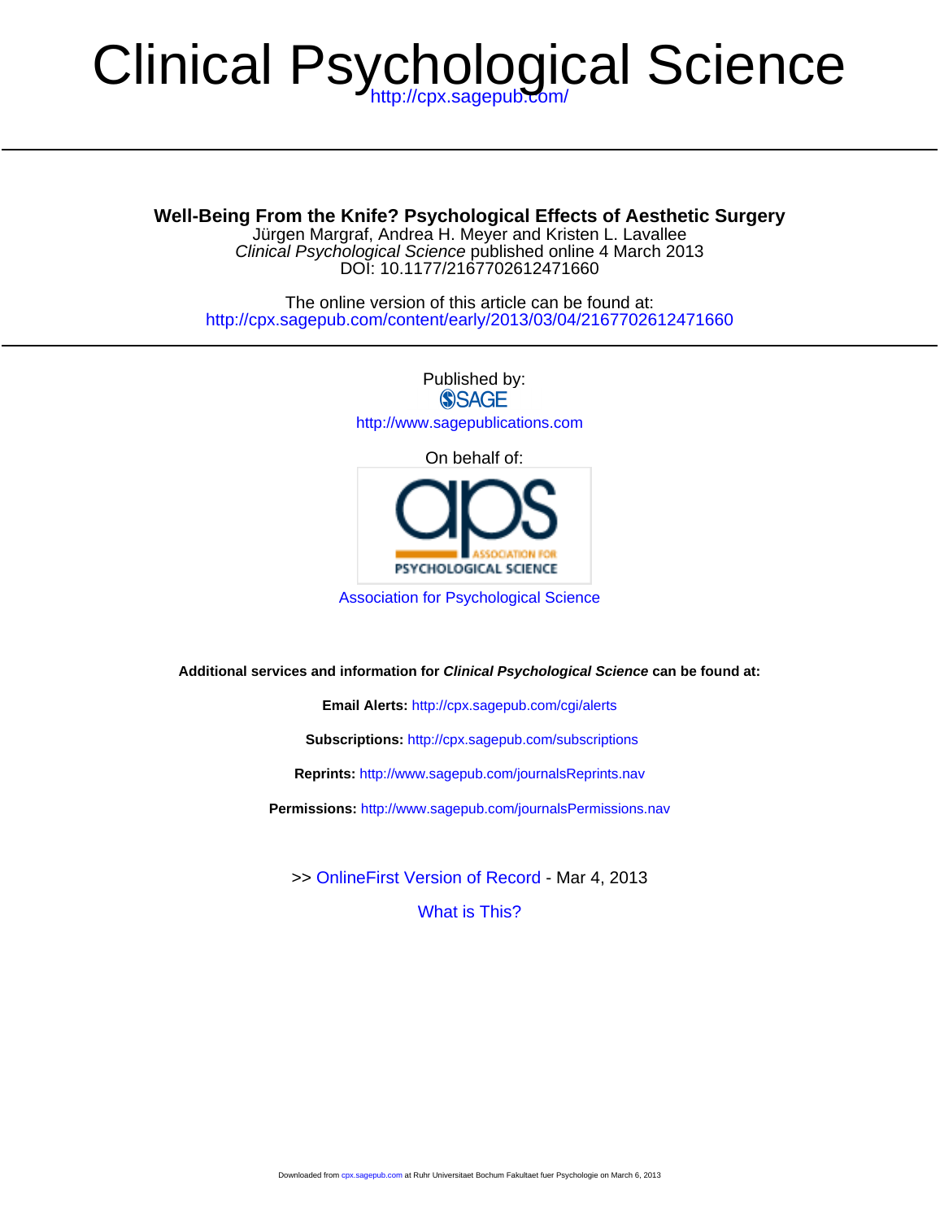# Clinical Psychological Science

http://cpx.sagepub.com/

## Well-Being From the Knife? Psychological Effects of Aesthetic Surgery

Jürgen Margraf, Andrea H. Meyer and Kristen L. Lavallee
*Clinical Psychological Science* published online 4 March 2013
DOI: 10.1177/2167702612471660

The online version of this article can be found at:
http://cpx.sagepub.com/content/early/2013/03/04/2167702612471660

Published by:
SAGE
http://www.sagepublications.com

On behalf of:
aps ASSOCIATION FOR PSYCHOLOGICAL SCIENCE

Association for Psychological Science

**Additional services and information for *Clinical Psychological Science* can be found at:**

**Email Alerts:** http://cpx.sagepub.com/cgi/alerts

**Subscriptions:** http://cpx.sagepub.com/subscriptions

**Reprints:** http://www.sagepub.com/journalsReprints.nav

**Permissions:** http://www.sagepub.com/journalsPermissions.nav

>> OnlineFirst Version of Record - Mar 4, 2013

What is This?

Downloaded from cpx.sagepub.com at Ruhr Universitaet Bochum Fakultaet fuer Psychologie on March 6, 2013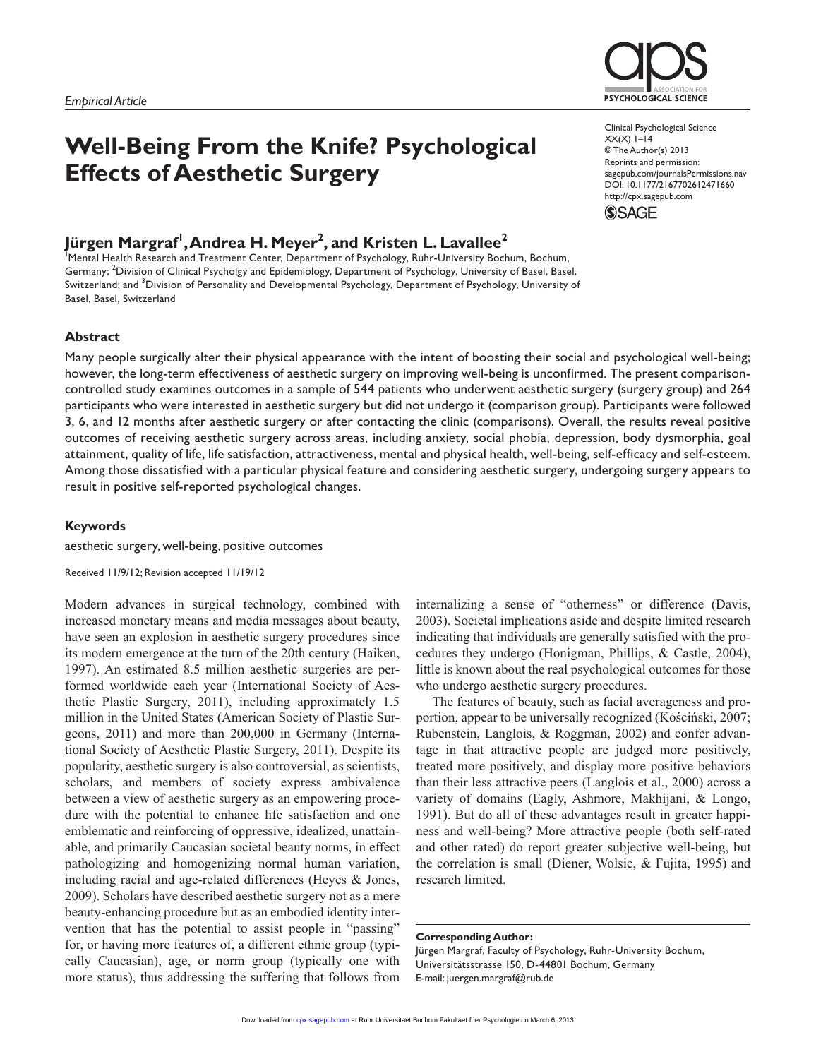*Empirical Article*

# Well-Being From the Knife? Psychological Effects of Aesthetic Surgery

Clinical Psychological Science
XX(X) 1–14
© The Author(s) 2013
Reprints and permission: sagepub.com/journalsPermissions.nav
DOI: 10.1177/2167702612471660
http://cpx.sagepub.com

**Jürgen Margraf[1], Andrea H. Meyer[2], and Kristen L. Lavallee[2]**

[1]Mental Health Research and Treatment Center, Department of Psychology, Ruhr-University Bochum, Bochum, Germany; [2]Division of Clinical Psycholgy and Epidemiology, Department of Psychology, University of Basel, Basel, Switzerland; and [3]Division of Personality and Developmental Psychology, Department of Psychology, University of Basel, Basel, Switzerland

### Abstract

Many people surgically alter their physical appearance with the intent of boosting their social and psychological well-being; however, the long-term effectiveness of aesthetic surgery on improving well-being is unconfirmed. The present comparison-controlled study examines outcomes in a sample of 544 patients who underwent aesthetic surgery (surgery group) and 264 participants who were interested in aesthetic surgery but did not undergo it (comparison group). Participants were followed 3, 6, and 12 months after aesthetic surgery or after contacting the clinic (comparisons). Overall, the results reveal positive outcomes of receiving aesthetic surgery across areas, including anxiety, social phobia, depression, body dysmorphia, goal attainment, quality of life, life satisfaction, attractiveness, mental and physical health, well-being, self-efficacy and self-esteem. Among those dissatisfied with a particular physical feature and considering aesthetic surgery, undergoing surgery appears to result in positive self-reported psychological changes.

### Keywords

aesthetic surgery, well-being, positive outcomes

Received 11/9/12; Revision accepted 11/19/12

Modern advances in surgical technology, combined with increased monetary means and media messages about beauty, have seen an explosion in aesthetic surgery procedures since its modern emergence at the turn of the 20th century (Haiken, 1997). An estimated 8.5 million aesthetic surgeries are performed worldwide each year (International Society of Aesthetic Plastic Surgery, 2011), including approximately 1.5 million in the United States (American Society of Plastic Surgeons, 2011) and more than 200,000 in Germany (International Society of Aesthetic Plastic Surgery, 2011). Despite its popularity, aesthetic surgery is also controversial, as scientists, scholars, and members of society express ambivalence between a view of aesthetic surgery as an empowering procedure with the potential to enhance life satisfaction and one emblematic and reinforcing of oppressive, idealized, unattainable, and primarily Caucasian societal beauty norms, in effect pathologizing and homogenizing normal human variation, including racial and age-related differences (Heyes & Jones, 2009). Scholars have described aesthetic surgery not as a mere beauty-enhancing procedure but as an embodied identity intervention that has the potential to assist people in "passing" for, or having more features of, a different ethnic group (typically Caucasian), age, or norm group (typically one with more status), thus addressing the suffering that follows from internalizing a sense of "otherness" or difference (Davis, 2003). Societal implications aside and despite limited research indicating that individuals are generally satisfied with the procedures they undergo (Honigman, Phillips, & Castle, 2004), little is known about the real psychological outcomes for those who undergo aesthetic surgery procedures.

The features of beauty, such as facial averageness and proportion, appear to be universally recognized (Kościński, 2007; Rubenstein, Langlois, & Roggman, 2002) and confer advantage in that attractive people are judged more positively, treated more positively, and display more positive behaviors than their less attractive peers (Langlois et al., 2000) across a variety of domains (Eagly, Ashmore, Makhijani, & Longo, 1991). But do all of these advantages result in greater happiness and well-being? More attractive people (both self-rated and other rated) do report greater subjective well-being, but the correlation is small (Diener, Wolsic, & Fujita, 1995) and research limited.

**Corresponding Author:**
Jürgen Margraf, Faculty of Psychology, Ruhr-University Bochum, Universitätsstrasse 150, D-44801 Bochum, Germany
E-mail: juergen.margraf@rub.de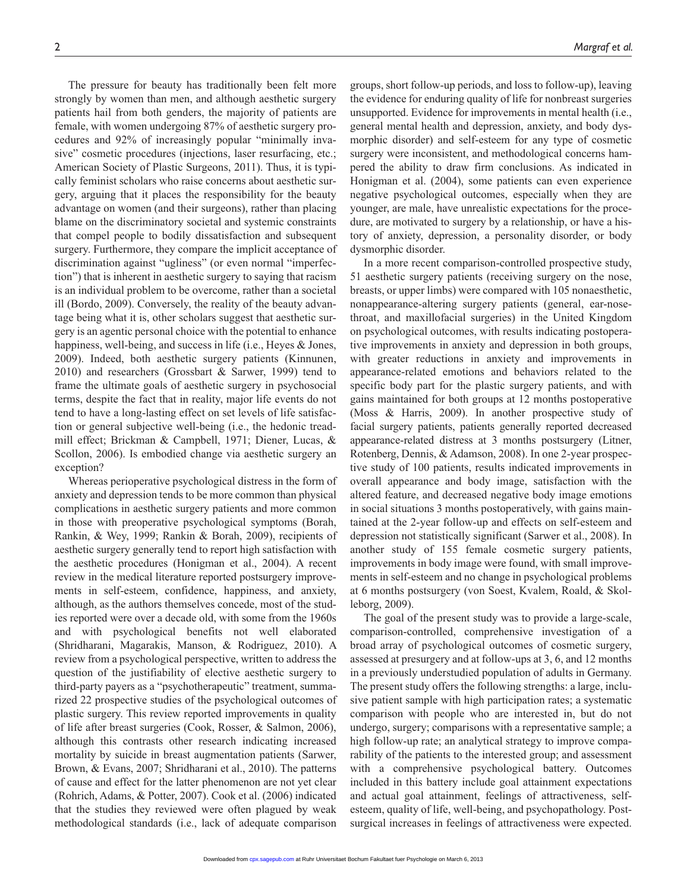The pressure for beauty has traditionally been felt more strongly by women than men, and although aesthetic surgery patients hail from both genders, the majority of patients are female, with women undergoing 87% of aesthetic surgery procedures and 92% of increasingly popular "minimally invasive" cosmetic procedures (injections, laser resurfacing, etc.; American Society of Plastic Surgeons, 2011). Thus, it is typically feminist scholars who raise concerns about aesthetic surgery, arguing that it places the responsibility for the beauty advantage on women (and their surgeons), rather than placing blame on the discriminatory societal and systemic constraints that compel people to bodily dissatisfaction and subsequent surgery. Furthermore, they compare the implicit acceptance of discrimination against "ugliness" (or even normal "imperfection") that is inherent in aesthetic surgery to saying that racism is an individual problem to be overcome, rather than a societal ill (Bordo, 2009). Conversely, the reality of the beauty advantage being what it is, other scholars suggest that aesthetic surgery is an agentic personal choice with the potential to enhance happiness, well-being, and success in life (i.e., Heyes & Jones, 2009). Indeed, both aesthetic surgery patients (Kinnunen, 2010) and researchers (Grossbart & Sarwer, 1999) tend to frame the ultimate goals of aesthetic surgery in psychosocial terms, despite the fact that in reality, major life events do not tend to have a long-lasting effect on set levels of life satisfaction or general subjective well-being (i.e., the hedonic treadmill effect; Brickman & Campbell, 1971; Diener, Lucas, & Scollon, 2006). Is embodied change via aesthetic surgery an exception?

Whereas perioperative psychological distress in the form of anxiety and depression tends to be more common than physical complications in aesthetic surgery patients and more common in those with preoperative psychological symptoms (Borah, Rankin, & Wey, 1999; Rankin & Borah, 2009), recipients of aesthetic surgery generally tend to report high satisfaction with the aesthetic procedures (Honigman et al., 2004). A recent review in the medical literature reported postsurgery improvements in self-esteem, confidence, happiness, and anxiety, although, as the authors themselves concede, most of the studies reported were over a decade old, with some from the 1960s and with psychological benefits not well elaborated (Shridharani, Magarakis, Manson, & Rodriguez, 2010). A review from a psychological perspective, written to address the question of the justifiability of elective aesthetic surgery to third-party payers as a "psychotherapeutic" treatment, summarized 22 prospective studies of the psychological outcomes of plastic surgery. This review reported improvements in quality of life after breast surgeries (Cook, Rosser, & Salmon, 2006), although this contrasts other research indicating increased mortality by suicide in breast augmentation patients (Sarwer, Brown, & Evans, 2007; Shridharani et al., 2010). The patterns of cause and effect for the latter phenomenon are not yet clear (Rohrich, Adams, & Potter, 2007). Cook et al. (2006) indicated that the studies they reviewed were often plagued by weak methodological standards (i.e., lack of adequate comparison groups, short follow-up periods, and loss to follow-up), leaving the evidence for enduring quality of life for nonbreast surgeries unsupported. Evidence for improvements in mental health (i.e., general mental health and depression, anxiety, and body dysmorphic disorder) and self-esteem for any type of cosmetic surgery were inconsistent, and methodological concerns hampered the ability to draw firm conclusions. As indicated in Honigman et al. (2004), some patients can even experience negative psychological outcomes, especially when they are younger, are male, have unrealistic expectations for the procedure, are motivated to surgery by a relationship, or have a history of anxiety, depression, a personality disorder, or body dysmorphic disorder.

In a more recent comparison-controlled prospective study, 51 aesthetic surgery patients (receiving surgery on the nose, breasts, or upper limbs) were compared with 105 nonaesthetic, nonappearance-altering surgery patients (general, ear-nose-throat, and maxillofacial surgeries) in the United Kingdom on psychological outcomes, with results indicating postoperative improvements in anxiety and depression in both groups, with greater reductions in anxiety and improvements in appearance-related emotions and behaviors related to the specific body part for the plastic surgery patients, and with gains maintained for both groups at 12 months postoperative (Moss & Harris, 2009). In another prospective study of facial surgery patients, patients generally reported decreased appearance-related distress at 3 months postsurgery (Litner, Rotenberg, Dennis, & Adamson, 2008). In one 2-year prospective study of 100 patients, results indicated improvements in overall appearance and body image, satisfaction with the altered feature, and decreased negative body image emotions in social situations 3 months postoperatively, with gains maintained at the 2-year follow-up and effects on self-esteem and depression not statistically significant (Sarwer et al., 2008). In another study of 155 female cosmetic surgery patients, improvements in body image were found, with small improvements in self-esteem and no change in psychological problems at 6 months postsurgery (von Soest, Kvalem, Roald, & Skolleborg, 2009).

The goal of the present study was to provide a large-scale, comparison-controlled, comprehensive investigation of a broad array of psychological outcomes of cosmetic surgery, assessed at presurgery and at follow-ups at 3, 6, and 12 months in a previously understudied population of adults in Germany. The present study offers the following strengths: a large, inclusive patient sample with high participation rates; a systematic comparison with people who are interested in, but do not undergo, surgery; comparisons with a representative sample; a high follow-up rate; an analytical strategy to improve comparability of the patients to the interested group; and assessment with a comprehensive psychological battery. Outcomes included in this battery include goal attainment expectations and actual goal attainment, feelings of attractiveness, self-esteem, quality of life, well-being, and psychopathology. Postsurgical increases in feelings of attractiveness were expected.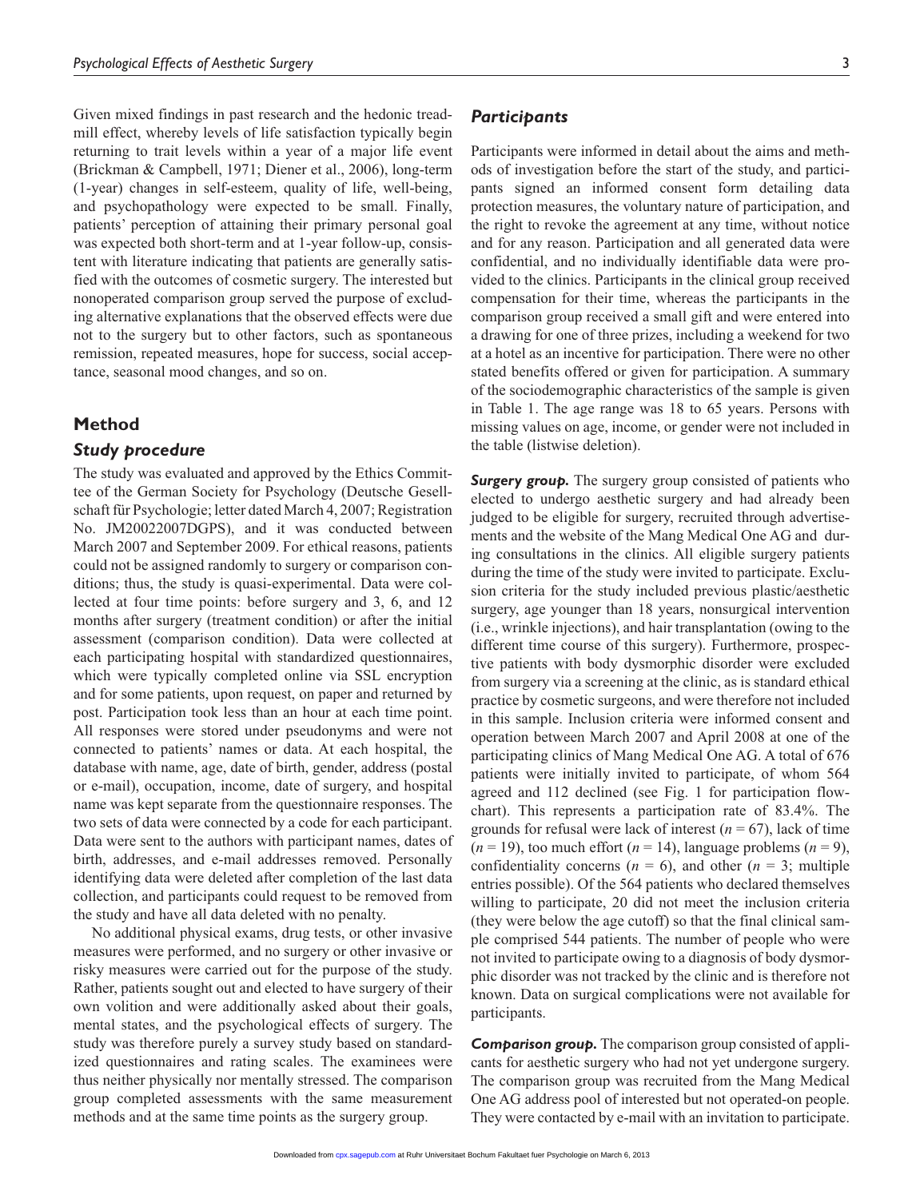Given mixed findings in past research and the hedonic treadmill effect, whereby levels of life satisfaction typically begin returning to trait levels within a year of a major life event (Brickman & Campbell, 1971; Diener et al., 2006), long-term (1-year) changes in self-esteem, quality of life, well-being, and psychopathology were expected to be small. Finally, patients' perception of attaining their primary personal goal was expected both short-term and at 1-year follow-up, consistent with literature indicating that patients are generally satisfied with the outcomes of cosmetic surgery. The interested but nonoperated comparison group served the purpose of excluding alternative explanations that the observed effects were due not to the surgery but to other factors, such as spontaneous remission, repeated measures, hope for success, social acceptance, seasonal mood changes, and so on.

## Method

### *Study procedure*

The study was evaluated and approved by the Ethics Committee of the German Society for Psychology (Deutsche Gesellschaft für Psychologie; letter dated March 4, 2007; Registration No. JM20022007DGPS), and it was conducted between March 2007 and September 2009. For ethical reasons, patients could not be assigned randomly to surgery or comparison conditions; thus, the study is quasi-experimental. Data were collected at four time points: before surgery and 3, 6, and 12 months after surgery (treatment condition) or after the initial assessment (comparison condition). Data were collected at each participating hospital with standardized questionnaires, which were typically completed online via SSL encryption and for some patients, upon request, on paper and returned by post. Participation took less than an hour at each time point. All responses were stored under pseudonyms and were not connected to patients' names or data. At each hospital, the database with name, age, date of birth, gender, address (postal or e-mail), occupation, income, date of surgery, and hospital name was kept separate from the questionnaire responses. The two sets of data were connected by a code for each participant. Data were sent to the authors with participant names, dates of birth, addresses, and e-mail addresses removed. Personally identifying data were deleted after completion of the last data collection, and participants could request to be removed from the study and have all data deleted with no penalty.

No additional physical exams, drug tests, or other invasive measures were performed, and no surgery or other invasive or risky measures were carried out for the purpose of the study. Rather, patients sought out and elected to have surgery of their own volition and were additionally asked about their goals, mental states, and the psychological effects of surgery. The study was therefore purely a survey study based on standardized questionnaires and rating scales. The examinees were thus neither physically nor mentally stressed. The comparison group completed assessments with the same measurement methods and at the same time points as the surgery group.

### *Participants*

Participants were informed in detail about the aims and methods of investigation before the start of the study, and participants signed an informed consent form detailing data protection measures, the voluntary nature of participation, and the right to revoke the agreement at any time, without notice and for any reason. Participation and all generated data were confidential, and no individually identifiable data were provided to the clinics. Participants in the clinical group received compensation for their time, whereas the participants in the comparison group received a small gift and were entered into a drawing for one of three prizes, including a weekend for two at a hotel as an incentive for participation. There were no other stated benefits offered or given for participation. A summary of the sociodemographic characteristics of the sample is given in Table 1. The age range was 18 to 65 years. Persons with missing values on age, income, or gender were not included in the table (listwise deletion).

***Surgery group.*** The surgery group consisted of patients who elected to undergo aesthetic surgery and had already been judged to be eligible for surgery, recruited through advertisements and the website of the Mang Medical One AG and during consultations in the clinics. All eligible surgery patients during the time of the study were invited to participate. Exclusion criteria for the study included previous plastic/aesthetic surgery, age younger than 18 years, nonsurgical intervention (i.e., wrinkle injections), and hair transplantation (owing to the different time course of this surgery). Furthermore, prospective patients with body dysmorphic disorder were excluded from surgery via a screening at the clinic, as is standard ethical practice by cosmetic surgeons, and were therefore not included in this sample. Inclusion criteria were informed consent and operation between March 2007 and April 2008 at one of the participating clinics of Mang Medical One AG. A total of 676 patients were initially invited to participate, of whom 564 agreed and 112 declined (see Fig. 1 for participation flowchart). This represents a participation rate of 83.4%. The grounds for refusal were lack of interest ($n = 67$), lack of time ($n = 19$), too much effort ($n = 14$), language problems ($n = 9$), confidentiality concerns ($n = 6$), and other ($n = 3$; multiple entries possible). Of the 564 patients who declared themselves willing to participate, 20 did not meet the inclusion criteria (they were below the age cutoff) so that the final clinical sample comprised 544 patients. The number of people who were not invited to participate owing to a diagnosis of body dysmorphic disorder was not tracked by the clinic and is therefore not known. Data on surgical complications were not available for participants.

***Comparison group.*** The comparison group consisted of applicants for aesthetic surgery who had not yet undergone surgery. The comparison group was recruited from the Mang Medical One AG address pool of interested but not operated-on people. They were contacted by e-mail with an invitation to participate.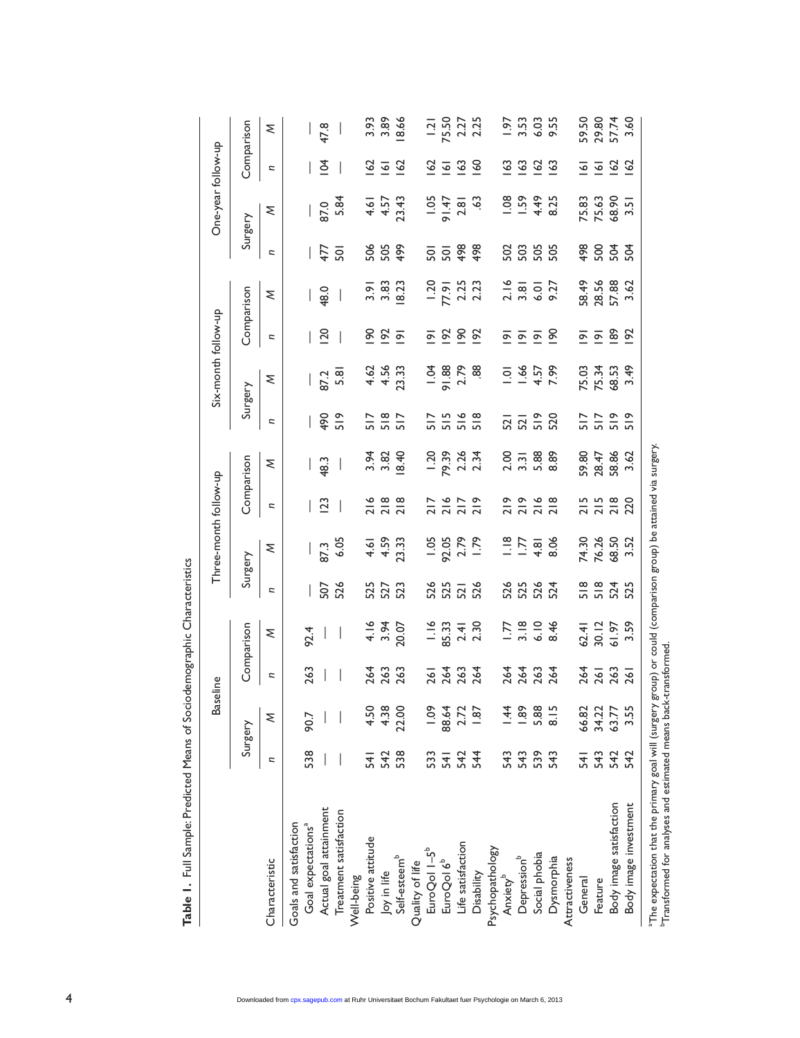**Table 1.** Full Sample: Predicted Means of Sociodemographic Characteristics

| Characteristic | Baseline | | | | Three-month follow-up | | | | Six-month follow-up | | | | One-year follow-up | | | |
|---|---|---|---|---|---|---|---|---|---|---|---|---|---|---|---|---|
| | Surgery | | Comparison | | Surgery | | Comparison | | Surgery | | Comparison | | Surgery | | Comparison | |
| | *n* | *M* | *n* | *M* | *n* | *M* | *n* | *M* | *n* | *M* | *n* | *M* | *n* | *M* | *n* | *M* |
| Goals and satisfaction | | | | | | | | | | | | | | | | |
| Goal expectations[a] | 538 | 90.7 | 263 | 92.4 | — | — | — | — | — | — | — | — | — | — | — | — |
| Actual goal attainment | — | — | — | — | 507 | 87.3 | 123 | 48.3 | 490 | 87.2 | 120 | 48.0 | 477 | 87.0 | 104 | 47.8 |
| Treatment satisfaction | — | — | — | — | 526 | 6.05 | — | — | 519 | 5.81 | — | — | 501 | 5.84 | — | — |
| Well-being | | | | | | | | | | | | | | | | |
| Positive attitude | 541 | 4.50 | 264 | 4.16 | 525 | 4.61 | 216 | 3.94 | 517 | 4.62 | 190 | 3.91 | 506 | 4.61 | 162 | 3.93 |
| Joy in life | 542 | 4.38 | 263 | 3.94 | 527 | 4.59 | 218 | 3.82 | 518 | 4.56 | 192 | 3.83 | 505 | 4.57 | 161 | 3.89 |
| Self-esteem[b] | 538 | 22.00 | 263 | 20.07 | 523 | 23.33 | 218 | 18.40 | 517 | 23.33 | 191 | 18.23 | 499 | 23.43 | 162 | 18.66 |
| Quality of life | | | | | | | | | | | | | | | | |
| EuroQol I–5[b] | 533 | 1.09 | 261 | 1.16 | 526 | 1.05 | 217 | 1.20 | 517 | 1.04 | 191 | 1.20 | 501 | 1.05 | 162 | 1.21 |
| EuroQol 6[b] | 541 | 88.64 | 264 | 85.33 | 525 | 92.05 | 216 | 79.39 | 515 | 91.88 | 192 | 77.91 | 501 | 91.47 | 161 | 75.50 |
| Life satisfaction | 542 | 2.72 | 263 | 2.41 | 521 | 2.79 | 217 | 2.26 | 516 | 2.79 | 190 | 2.25 | 498 | 2.81 | 163 | 2.27 |
| Disability | 544 | 1.87 | 264 | 2.30 | 526 | 1.79 | 219 | 2.34 | 518 | .88 | 192 | 2.23 | 498 | .63 | 160 | 2.25 |
| Psychopathology | | | | | | | | | | | | | | | | |
| Anxiety[b] | 543 | 1.44 | 264 | 1.77 | 526 | 1.18 | 219 | 2.00 | 521 | 1.01 | 191 | 2.16 | 502 | 1.08 | 163 | 1.97 |
| Depression[b] | 543 | 1.89 | 264 | 3.18 | 525 | 1.77 | 219 | 3.31 | 521 | 1.66 | 191 | 3.81 | 503 | 1.59 | 163 | 3.53 |
| Social phobia | 539 | 5.88 | 263 | 6.10 | 526 | 4.81 | 216 | 5.88 | 519 | 4.57 | 191 | 6.01 | 505 | 4.49 | 162 | 6.03 |
| Dysmorphia | 543 | 8.15 | 264 | 8.46 | 524 | 8.06 | 218 | 8.89 | 520 | 7.99 | 190 | 9.27 | 505 | 8.25 | 163 | 9.55 |
| Attractiveness | | | | | | | | | | | | | | | | |
| General | 541 | 66.82 | 264 | 62.41 | 518 | 74.30 | 215 | 59.80 | 517 | 75.03 | 191 | 58.49 | 498 | 75.83 | 161 | 59.50 |
| Feature | 543 | 34.22 | 261 | 30.12 | 518 | 76.26 | 215 | 28.47 | 517 | 75.34 | 191 | 28.56 | 500 | 75.63 | 161 | 29.80 |
| Body image satisfaction | 542 | 63.77 | 263 | 61.97 | 524 | 68.50 | 218 | 58.86 | 519 | 68.53 | 189 | 57.88 | 504 | 68.90 | 162 | 57.74 |
| Body image investment | 542 | 3.55 | 261 | 3.59 | 525 | 3.52 | 220 | 3.62 | 519 | 3.49 | 192 | 3.62 | 504 | 3.51 | 162 | 3.60 |

[a]The expectation that the primary goal will (surgery group) or could (comparison group) be attained via surgery.
[b]Transformed for analyses and estimated means back-transformed.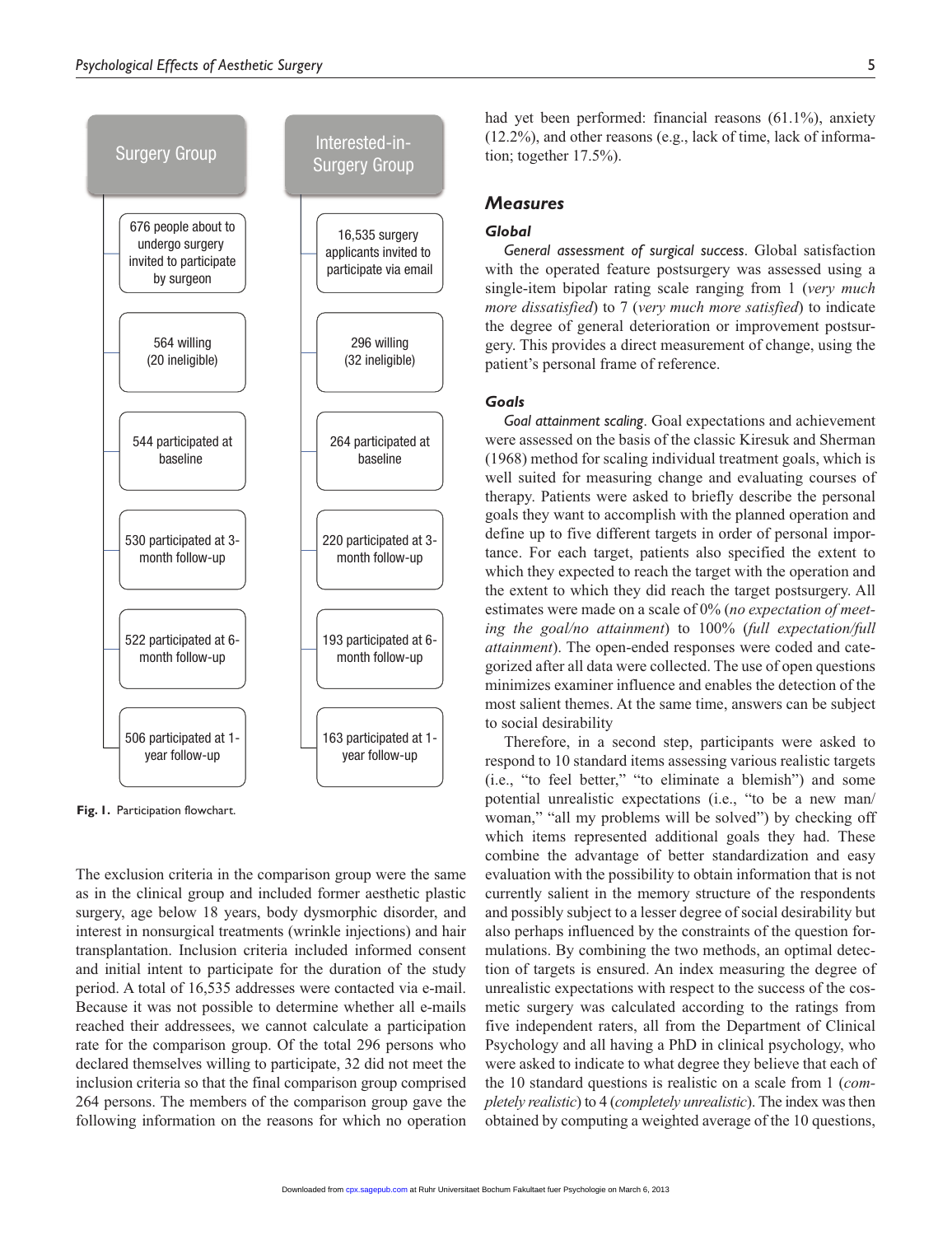Surgery Group

676 people about to undergo surgery invited to participate by surgeon

564 willing (20 ineligible)

544 participated at baseline

530 participated at 3-month follow-up

522 participated at 6-month follow-up

506 participated at 1-year follow-up

Interested-in-Surgery Group

16,535 surgery applicants invited to participate via email

296 willing (32 ineligible)

264 participated at baseline

220 participated at 3-month follow-up

193 participated at 6-month follow-up

163 participated at 1-year follow-up

**Fig. 1.** Participation flowchart.

The exclusion criteria in the comparison group were the same as in the clinical group and included former aesthetic plastic surgery, age below 18 years, body dysmorphic disorder, and interest in nonsurgical treatments (wrinkle injections) and hair transplantation. Inclusion criteria included informed consent and initial intent to participate for the duration of the study period. A total of 16,535 addresses were contacted via e-mail. Because it was not possible to determine whether all e-mails reached their addressees, we cannot calculate a participation rate for the comparison group. Of the total 296 persons who declared themselves willing to participate, 32 did not meet the inclusion criteria so that the final comparison group comprised 264 persons. The members of the comparison group gave the following information on the reasons for which no operation had yet been performed: financial reasons (61.1%), anxiety (12.2%), and other reasons (e.g., lack of time, lack of information; together 17.5%).

## Measures

### Global

*General assessment of surgical success*. Global satisfaction with the operated feature postsurgery was assessed using a single-item bipolar rating scale ranging from 1 (*very much more dissatisfied*) to 7 (*very much more satisfied*) to indicate the degree of general deterioration or improvement postsurgery. This provides a direct measurement of change, using the patient's personal frame of reference.

### Goals

*Goal attainment scaling*. Goal expectations and achievement were assessed on the basis of the classic Kiresuk and Sherman (1968) method for scaling individual treatment goals, which is well suited for measuring change and evaluating courses of therapy. Patients were asked to briefly describe the personal goals they want to accomplish with the planned operation and define up to five different targets in order of personal importance. For each target, patients also specified the extent to which they expected to reach the target with the operation and the extent to which they did reach the target postsurgery. All estimates were made on a scale of 0% (*no expectation of meeting the goal/no attainment*) to 100% (*full expectation/full attainment*). The open-ended responses were coded and categorized after all data were collected. The use of open questions minimizes examiner influence and enables the detection of the most salient themes. At the same time, answers can be subject to social desirability

Therefore, in a second step, participants were asked to respond to 10 standard items assessing various realistic targets (i.e., "to feel better," "to eliminate a blemish") and some potential unrealistic expectations (i.e., "to be a new man/woman," "all my problems will be solved") by checking off which items represented additional goals they had. These combine the advantage of better standardization and easy evaluation with the possibility to obtain information that is not currently salient in the memory structure of the respondents and possibly subject to a lesser degree of social desirability but also perhaps influenced by the constraints of the question formulations. By combining the two methods, an optimal detection of targets is ensured. An index measuring the degree of unrealistic expectations with respect to the success of the cosmetic surgery was calculated according to the ratings from five independent raters, all from the Department of Clinical Psychology and all having a PhD in clinical psychology, who were asked to indicate to what degree they believe that each of the 10 standard questions is realistic on a scale from 1 (*completely realistic*) to 4 (*completely unrealistic*). The index was then obtained by computing a weighted average of the 10 questions,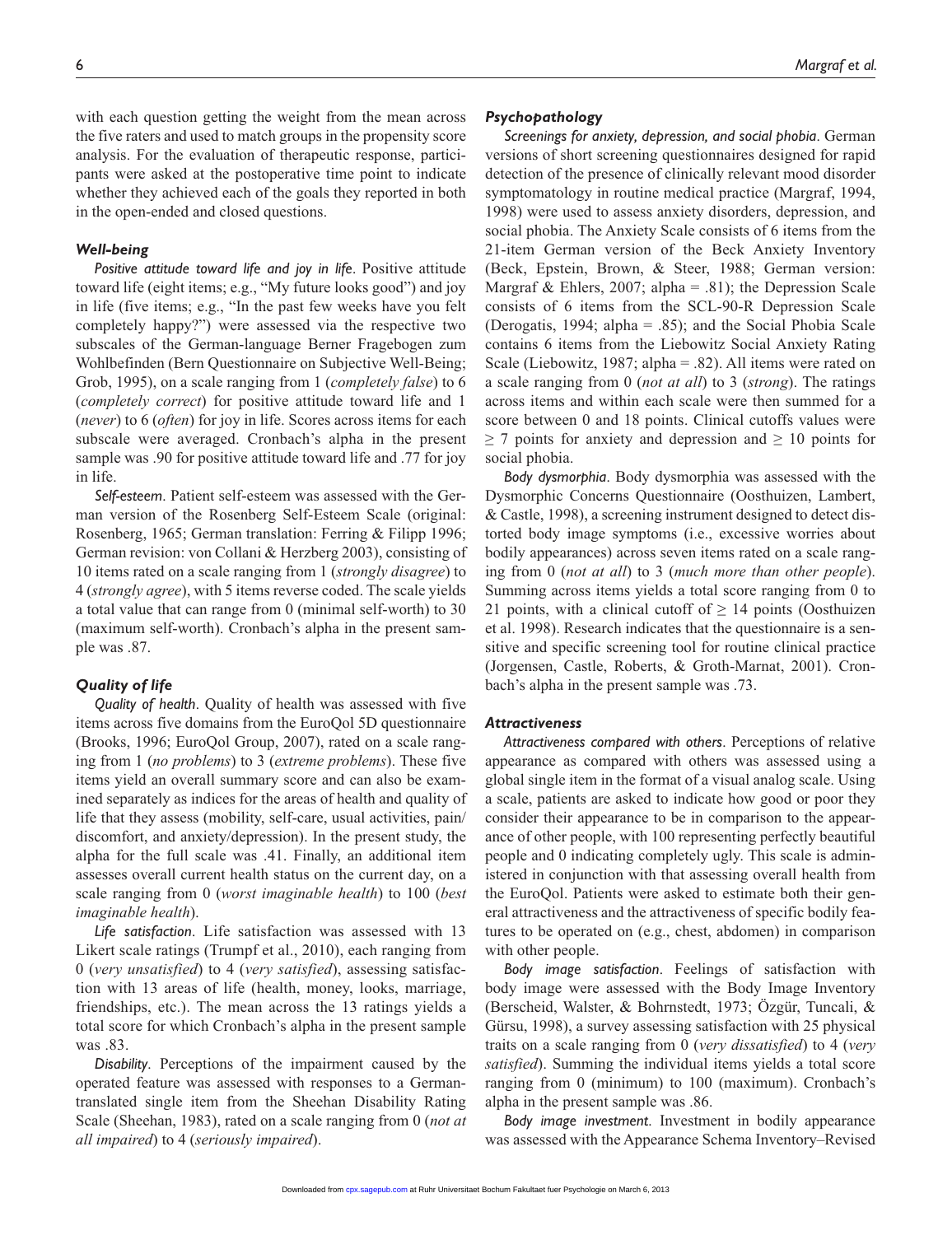with each question getting the weight from the mean across the five raters and used to match groups in the propensity score analysis. For the evaluation of therapeutic response, participants were asked at the postoperative time point to indicate whether they achieved each of the goals they reported in both in the open-ended and closed questions.

### Well-being

*Positive attitude toward life and joy in life*. Positive attitude toward life (eight items; e.g., "My future looks good") and joy in life (five items; e.g., "In the past few weeks have you felt completely happy?") were assessed via the respective two subscales of the German-language Berner Fragebogen zum Wohlbefinden (Bern Questionnaire on Subjective Well-Being; Grob, 1995), on a scale ranging from 1 (*completely false*) to 6 (*completely correct*) for positive attitude toward life and 1 (*never*) to 6 (*often*) for joy in life. Scores across items for each subscale were averaged. Cronbach's alpha in the present sample was .90 for positive attitude toward life and .77 for joy in life.

*Self-esteem*. Patient self-esteem was assessed with the German version of the Rosenberg Self-Esteem Scale (original: Rosenberg, 1965; German translation: Ferring & Filipp 1996; German revision: von Collani & Herzberg 2003), consisting of 10 items rated on a scale ranging from 1 (*strongly disagree*) to 4 (*strongly agree*), with 5 items reverse coded. The scale yields a total value that can range from 0 (minimal self-worth) to 30 (maximum self-worth). Cronbach's alpha in the present sample was .87.

### Quality of life

*Quality of health*. Quality of health was assessed with five items across five domains from the EuroQol 5D questionnaire (Brooks, 1996; EuroQol Group, 2007), rated on a scale ranging from 1 (*no problems*) to 3 (*extreme problems*). These five items yield an overall summary score and can also be examined separately as indices for the areas of health and quality of life that they assess (mobility, self-care, usual activities, pain/discomfort, and anxiety/depression). In the present study, the alpha for the full scale was .41. Finally, an additional item assesses overall current health status on the current day, on a scale ranging from 0 (*worst imaginable health*) to 100 (*best imaginable health*).

*Life satisfaction*. Life satisfaction was assessed with 13 Likert scale ratings (Trumpf et al., 2010), each ranging from 0 (*very unsatisfied*) to 4 (*very satisfied*), assessing satisfaction with 13 areas of life (health, money, looks, marriage, friendships, etc.). The mean across the 13 ratings yields a total score for which Cronbach's alpha in the present sample was .83.

*Disability*. Perceptions of the impairment caused by the operated feature was assessed with responses to a German-translated single item from the Sheehan Disability Rating Scale (Sheehan, 1983), rated on a scale ranging from 0 (*not at all impaired*) to 4 (*seriously impaired*).

### Psychopathology

*Screenings for anxiety, depression, and social phobia*. German versions of short screening questionnaires designed for rapid detection of the presence of clinically relevant mood disorder symptomatology in routine medical practice (Margraf, 1994, 1998) were used to assess anxiety disorders, depression, and social phobia. The Anxiety Scale consists of 6 items from the 21-item German version of the Beck Anxiety Inventory (Beck, Epstein, Brown, & Steer, 1988; German version: Margraf & Ehlers, 2007; alpha = .81); the Depression Scale consists of 6 items from the SCL-90-R Depression Scale (Derogatis, 1994; alpha = .85); and the Social Phobia Scale contains 6 items from the Liebowitz Social Anxiety Rating Scale (Liebowitz, 1987; alpha = .82). All items were rated on a scale ranging from 0 (*not at all*) to 3 (*strong*). The ratings across items and within each scale were then summed for a score between 0 and 18 points. Clinical cutoffs values were $\geq$ 7 points for anxiety and depression and $\geq$ 10 points for social phobia.

*Body dysmorphia*. Body dysmorphia was assessed with the Dysmorphic Concerns Questionnaire (Oosthuizen, Lambert, & Castle, 1998), a screening instrument designed to detect distorted body image symptoms (i.e., excessive worries about bodily appearances) across seven items rated on a scale ranging from 0 (*not at all*) to 3 (*much more than other people*). Summing across items yields a total score ranging from 0 to 21 points, with a clinical cutoff of $\geq$ 14 points (Oosthuizen et al. 1998). Research indicates that the questionnaire is a sensitive and specific screening tool for routine clinical practice (Jorgensen, Castle, Roberts, & Groth-Marnat, 2001). Cronbach's alpha in the present sample was .73.

### Attractiveness

*Attractiveness compared with others*. Perceptions of relative appearance as compared with others was assessed using a global single item in the format of a visual analog scale. Using a scale, patients are asked to indicate how good or poor they consider their appearance to be in comparison to the appearance of other people, with 100 representing perfectly beautiful people and 0 indicating completely ugly. This scale is administered in conjunction with that assessing overall health from the EuroQol. Patients were asked to estimate both their general attractiveness and the attractiveness of specific bodily features to be operated on (e.g., chest, abdomen) in comparison with other people.

*Body image satisfaction*. Feelings of satisfaction with body image were assessed with the Body Image Inventory (Berscheid, Walster, & Bohrnstedt, 1973; Özgür, Tuncali, & Gürsu, 1998), a survey assessing satisfaction with 25 physical traits on a scale ranging from 0 (*very dissatisfied*) to 4 (*very satisfied*). Summing the individual items yields a total score ranging from 0 (minimum) to 100 (maximum). Cronbach's alpha in the present sample was .86.

*Body image investment*. Investment in bodily appearance was assessed with the Appearance Schema Inventory–Revised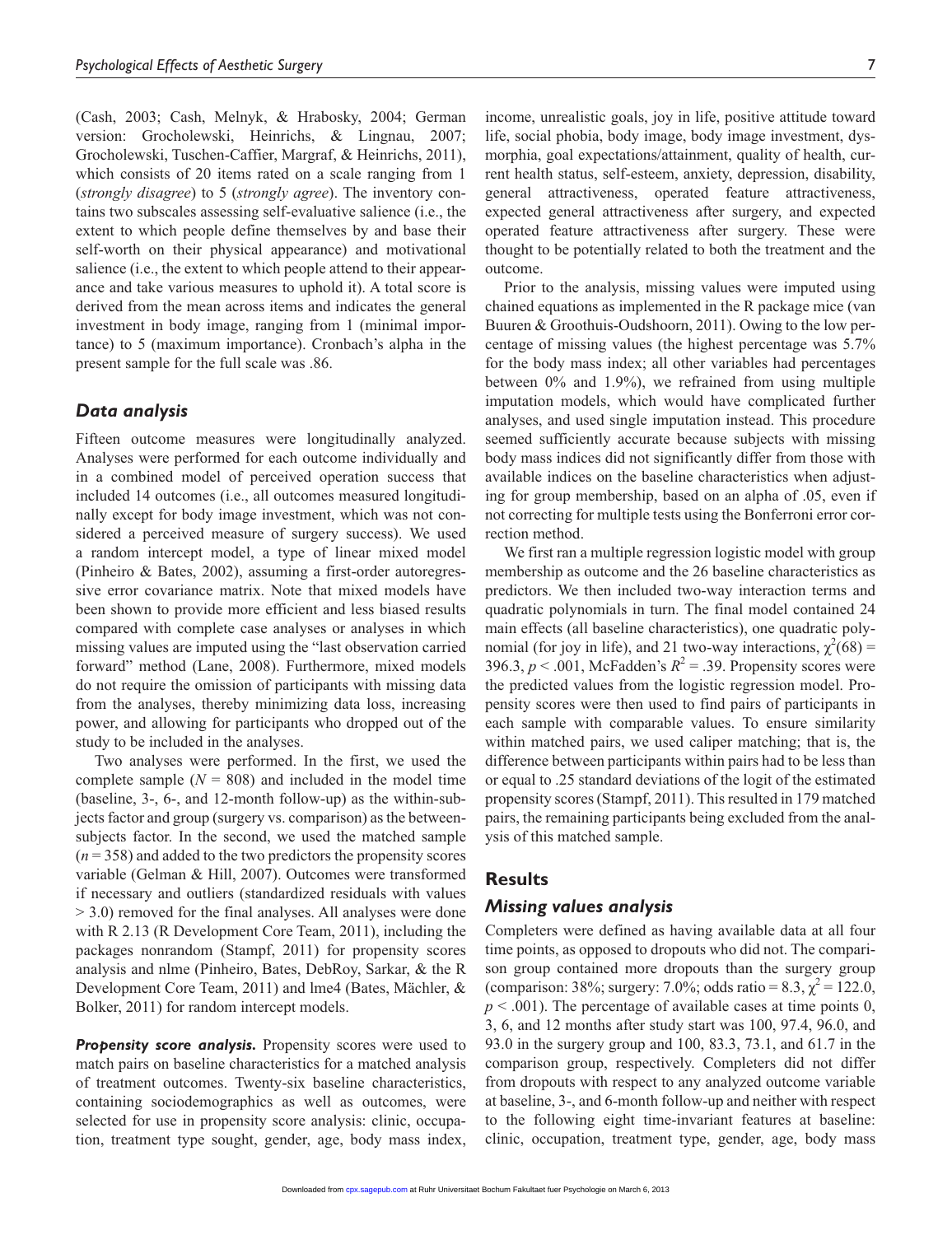(Cash, 2003; Cash, Melnyk, & Hrabosky, 2004; German version: Grocholewski, Heinrichs, & Lingnau, 2007; Grocholewski, Tuschen-Caffier, Margraf, & Heinrichs, 2011), which consists of 20 items rated on a scale ranging from 1 (*strongly disagree*) to 5 (*strongly agree*). The inventory contains two subscales assessing self-evaluative salience (i.e., the extent to which people define themselves by and base their self-worth on their physical appearance) and motivational salience (i.e., the extent to which people attend to their appearance and take various measures to uphold it). A total score is derived from the mean across items and indicates the general investment in body image, ranging from 1 (minimal importance) to 5 (maximum importance). Cronbach's alpha in the present sample for the full scale was .86.

## *Data analysis*

Fifteen outcome measures were longitudinally analyzed. Analyses were performed for each outcome individually and in a combined model of perceived operation success that included 14 outcomes (i.e., all outcomes measured longitudinally except for body image investment, which was not considered a perceived measure of surgery success). We used a random intercept model, a type of linear mixed model (Pinheiro & Bates, 2002), assuming a first-order autoregressive error covariance matrix. Note that mixed models have been shown to provide more efficient and less biased results compared with complete case analyses or analyses in which missing values are imputed using the "last observation carried forward" method (Lane, 2008). Furthermore, mixed models do not require the omission of participants with missing data from the analyses, thereby minimizing data loss, increasing power, and allowing for participants who dropped out of the study to be included in the analyses.

Two analyses were performed. In the first, we used the complete sample ($N = 808$) and included in the model time (baseline, 3-, 6-, and 12-month follow-up) as the within-subjects factor and group (surgery vs. comparison) as the between-subjects factor. In the second, we used the matched sample ($n = 358$) and added to the two predictors the propensity scores variable (Gelman & Hill, 2007). Outcomes were transformed if necessary and outliers (standardized residuals with values > 3.0) removed for the final analyses. All analyses were done with R 2.13 (R Development Core Team, 2011), including the packages nonrandom (Stampf, 2011) for propensity scores analysis and nlme (Pinheiro, Bates, DebRoy, Sarkar, & the R Development Core Team, 2011) and lme4 (Bates, Mächler, & Bolker, 2011) for random intercept models.

***Propensity score analysis.*** Propensity scores were used to match pairs on baseline characteristics for a matched analysis of treatment outcomes. Twenty-six baseline characteristics, containing sociodemographics as well as outcomes, were selected for use in propensity score analysis: clinic, occupation, treatment type sought, gender, age, body mass index, income, unrealistic goals, joy in life, positive attitude toward life, social phobia, body image, body image investment, dysmorphia, goal expectations/attainment, quality of health, current health status, self-esteem, anxiety, depression, disability, general attractiveness, operated feature attractiveness, expected general attractiveness after surgery, and expected operated feature attractiveness after surgery. These were thought to be potentially related to both the treatment and the outcome.

Prior to the analysis, missing values were imputed using chained equations as implemented in the R package mice (van Buuren & Groothuis-Oudshoorn, 2011). Owing to the low percentage of missing values (the highest percentage was 5.7% for the body mass index; all other variables had percentages between 0% and 1.9%), we refrained from using multiple imputation models, which would have complicated further analyses, and used single imputation instead. This procedure seemed sufficiently accurate because subjects with missing body mass indices did not significantly differ from those with available indices on the baseline characteristics when adjusting for group membership, based on an alpha of .05, even if not correcting for multiple tests using the Bonferroni error correction method.

We first ran a multiple regression logistic model with group membership as outcome and the 26 baseline characteristics as predictors. We then included two-way interaction terms and quadratic polynomials in turn. The final model contained 24 main effects (all baseline characteristics), one quadratic polynomial (for joy in life), and 21 two-way interactions, $\chi^2(68) = 396.3$, $p < .001$, McFadden's $R^2 = .39$. Propensity scores were the predicted values from the logistic regression model. Propensity scores were then used to find pairs of participants in each sample with comparable values. To ensure similarity within matched pairs, we used caliper matching; that is, the difference between participants within pairs had to be less than or equal to .25 standard deviations of the logit of the estimated propensity scores (Stampf, 2011). This resulted in 179 matched pairs, the remaining participants being excluded from the analysis of this matched sample.

# Results

## *Missing values analysis*

Completers were defined as having available data at all four time points, as opposed to dropouts who did not. The comparison group contained more dropouts than the surgery group (comparison: 38%; surgery: 7.0%; odds ratio = 8.3, $\chi^2 = 122.0$, $p < .001$). The percentage of available cases at time points 0, 3, 6, and 12 months after study start was 100, 97.4, 96.0, and 93.0 in the surgery group and 100, 83.3, 73.1, and 61.7 in the comparison group, respectively. Completers did not differ from dropouts with respect to any analyzed outcome variable at baseline, 3-, and 6-month follow-up and neither with respect to the following eight time-invariant features at baseline: clinic, occupation, treatment type, gender, age, body mass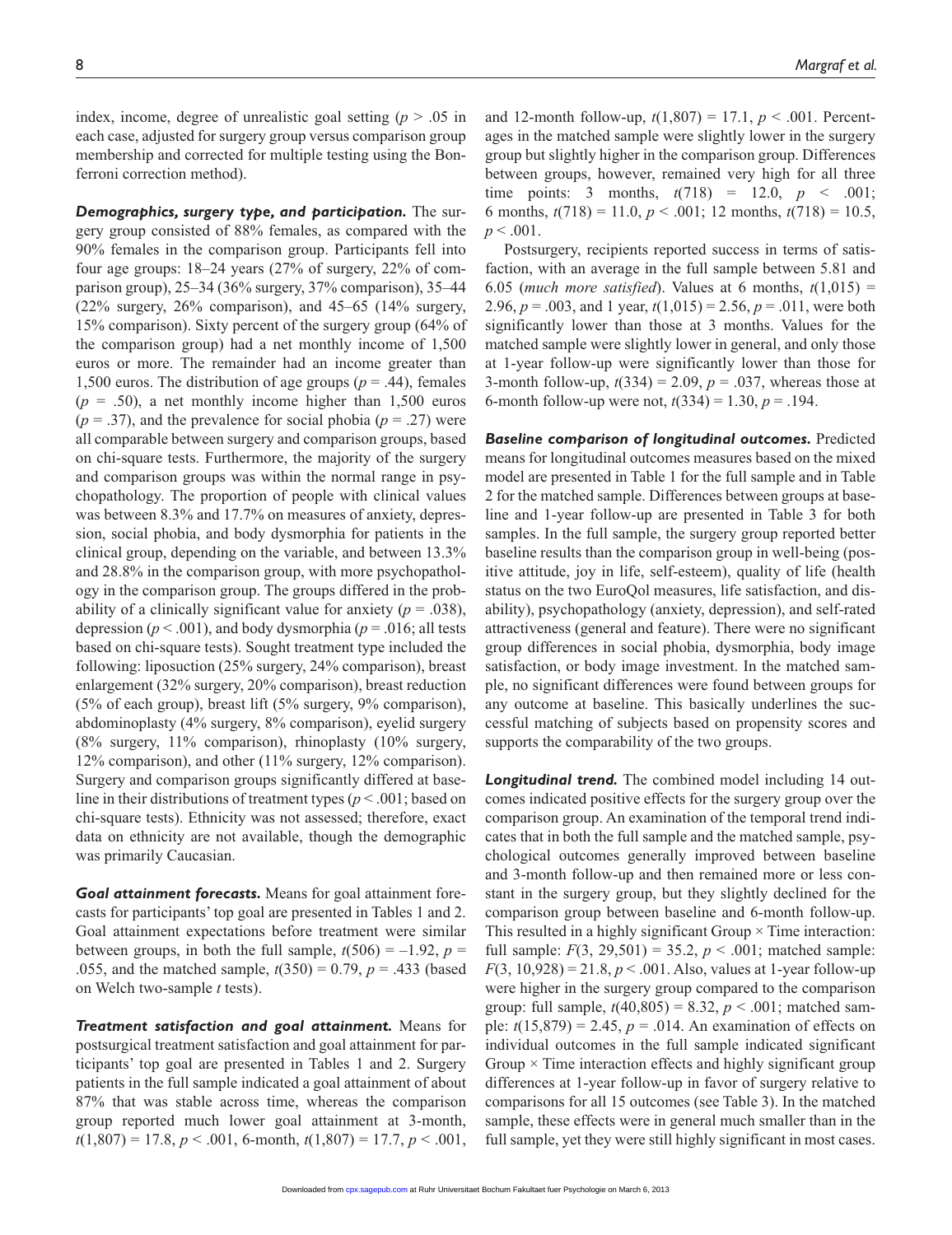index, income, degree of unrealistic goal setting ($p > .05$ in each case, adjusted for surgery group versus comparison group membership and corrected for multiple testing using the Bonferroni correction method).

***Demographics, surgery type, and participation.*** The surgery group consisted of 88% females, as compared with the 90% females in the comparison group. Participants fell into four age groups: 18–24 years (27% of surgery, 22% of comparison group), 25–34 (36% surgery, 37% comparison), 35–44 (22% surgery, 26% comparison), and 45–65 (14% surgery, 15% comparison). Sixty percent of the surgery group (64% of the comparison group) had a net monthly income of 1,500 euros or more. The remainder had an income greater than 1,500 euros. The distribution of age groups ($p = .44$), females ($p = .50$), a net monthly income higher than 1,500 euros ($p = .37$), and the prevalence for social phobia ($p = .27$) were all comparable between surgery and comparison groups, based on chi-square tests. Furthermore, the majority of the surgery and comparison groups was within the normal range in psychopathology. The proportion of people with clinical values was between 8.3% and 17.7% on measures of anxiety, depression, social phobia, and body dysmorphia for patients in the clinical group, depending on the variable, and between 13.3% and 28.8% in the comparison group, with more psychopathology in the comparison group. The groups differed in the probability of a clinically significant value for anxiety ($p = .038$), depression ($p < .001$), and body dysmorphia ($p = .016$; all tests based on chi-square tests). Sought treatment type included the following: liposuction (25% surgery, 24% comparison), breast enlargement (32% surgery, 20% comparison), breast reduction (5% of each group), breast lift (5% surgery, 9% comparison), abdominoplasty (4% surgery, 8% comparison), eyelid surgery (8% surgery, 11% comparison), rhinoplasty (10% surgery, 12% comparison), and other (11% surgery, 12% comparison). Surgery and comparison groups significantly differed at baseline in their distributions of treatment types ($p < .001$; based on chi-square tests). Ethnicity was not assessed; therefore, exact data on ethnicity are not available, though the demographic was primarily Caucasian.

***Goal attainment forecasts.*** Means for goal attainment forecasts for participants' top goal are presented in Tables 1 and 2. Goal attainment expectations before treatment were similar between groups, in both the full sample, $t(506) = -1.92$, $p = .055$, and the matched sample, $t(350) = 0.79$, $p = .433$ (based on Welch two-sample *t* tests).

***Treatment satisfaction and goal attainment.*** Means for postsurgical treatment satisfaction and goal attainment for participants' top goal are presented in Tables 1 and 2. Surgery patients in the full sample indicated a goal attainment of about 87% that was stable across time, whereas the comparison group reported much lower goal attainment at 3-month, $t(1{,}807) = 17.8$, $p < .001$, 6-month, $t(1{,}807) = 17.7$, $p < .001$, and 12-month follow-up, $t(1{,}807) = 17.1$, $p < .001$. Percentages in the matched sample were slightly lower in the surgery group but slightly higher in the comparison group. Differences between groups, however, remained very high for all three time points: 3 months, $t(718) = 12.0$, $p < .001$; 6 months, $t(718) = 11.0$, $p < .001$; 12 months, $t(718) = 10.5$, $p < .001$.

Postsurgery, recipients reported success in terms of satisfaction, with an average in the full sample between 5.81 and 6.05 (*much more satisfied*). Values at 6 months, $t(1{,}015) = 2.96$, $p = .003$, and 1 year, $t(1{,}015) = 2.56$, $p = .011$, were both significantly lower than those at 3 months. Values for the matched sample were slightly lower in general, and only those at 1-year follow-up were significantly lower than those for 3-month follow-up, $t(334) = 2.09$, $p = .037$, whereas those at 6-month follow-up were not, $t(334) = 1.30$, $p = .194$.

***Baseline comparison of longitudinal outcomes.*** Predicted means for longitudinal outcomes measures based on the mixed model are presented in Table 1 for the full sample and in Table 2 for the matched sample. Differences between groups at baseline and 1-year follow-up are presented in Table 3 for both samples. In the full sample, the surgery group reported better baseline results than the comparison group in well-being (positive attitude, joy in life, self-esteem), quality of life (health status on the two EuroQol measures, life satisfaction, and disability), psychopathology (anxiety, depression), and self-rated attractiveness (general and feature). There were no significant group differences in social phobia, dysmorphia, body image satisfaction, or body image investment. In the matched sample, no significant differences were found between groups for any outcome at baseline. This basically underlines the successful matching of subjects based on propensity scores and supports the comparability of the two groups.

***Longitudinal trend.*** The combined model including 14 outcomes indicated positive effects for the surgery group over the comparison group. An examination of the temporal trend indicates that in both the full sample and the matched sample, psychological outcomes generally improved between baseline and 3-month follow-up and then remained more or less constant in the surgery group, but they slightly declined for the comparison group between baseline and 6-month follow-up. This resulted in a highly significant Group × Time interaction: full sample: $F(3, 29{,}501) = 35.2$, $p < .001$; matched sample: $F(3, 10{,}928) = 21.8$, $p < .001$. Also, values at 1-year follow-up were higher in the surgery group compared to the comparison group: full sample, $t(40{,}805) = 8.32$, $p < .001$; matched sample: $t(15{,}879) = 2.45$, $p = .014$. An examination of effects on individual outcomes in the full sample indicated significant Group × Time interaction effects and highly significant group differences at 1-year follow-up in favor of surgery relative to comparisons for all 15 outcomes (see Table 3). In the matched sample, these effects were in general much smaller than in the full sample, yet they were still highly significant in most cases.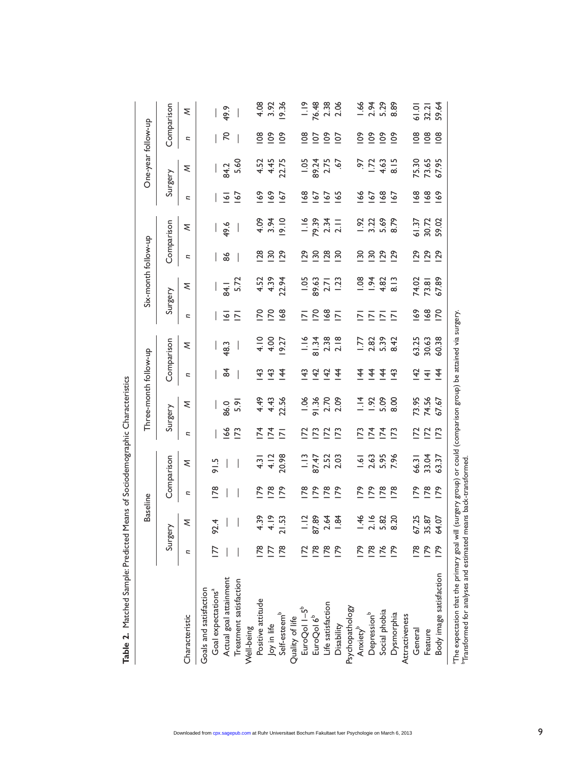**Table 2.** Matched Sample: Predicted Means of Sociodemographic Characteristics

| Characteristic | Baseline | | | | Three-month follow-up | | | | Six-month follow-up | | | | One-year follow-up | | | |
|---|---|---|---|---|---|---|---|---|---|---|---|---|---|---|---|---|
| | Surgery | | Comparison | | Surgery | | Comparison | | Surgery | | Comparison | | Surgery | | Comparison | |
| | *n* | *M* | *n* | *M* | *n* | *M* | *n* | *M* | *n* | *M* | *n* | *M* | *n* | *M* | *n* | *M* |
| Goals and satisfaction | | | | | | | | | | | | | | | | |
| Goal expectations[a] | 177 | 92.4 | 178 | 91.5 | — | — | — | — | — | — | — | — | — | — | — | — |
| Actual goal attainment | — | — | — | — | 166 | 86.0 | 84 | 48.3 | 161 | 84.1 | 86 | 49.6 | 161 | 84.2 | 70 | 49.9 |
| Treatment satisfaction | — | — | — | — | 173 | 5.91 | — | — | 171 | 5.72 | — | — | 167 | 5.60 | — | — |
| Well-being | | | | | | | | | | | | | | | | |
| Positive attitude | 178 | 4.39 | 179 | 4.31 | 174 | 4.49 | 143 | 4.10 | 170 | 4.52 | 128 | 4.09 | 169 | 4.52 | 108 | 4.08 |
| Joy in life | 177 | 4.19 | 178 | 4.12 | 174 | 4.43 | 143 | 4.00 | 170 | 4.39 | 130 | 3.94 | 169 | 4.45 | 109 | 3.92 |
| Self-esteem[b] | 178 | 21.53 | 179 | 20.98 | 171 | 22.56 | 144 | 19.27 | 168 | 22.94 | 129 | 19.10 | 167 | 22.75 | 109 | 19.36 |
| Quality of life | | | | | | | | | | | | | | | | |
| EuroQol 1–5[b] | 172 | 1.12 | 178 | 1.13 | 172 | 1.06 | 143 | 1.16 | 171 | 1.05 | 129 | 1.16 | 168 | 1.05 | 108 | 1.19 |
| EuroQol 6[b] | 178 | 87.89 | 179 | 87.47 | 173 | 91.36 | 142 | 81.34 | 170 | 89.63 | 130 | 79.39 | 167 | 89.24 | 107 | 76.48 |
| Life satisfaction | 178 | 2.64 | 178 | 2.52 | 172 | 2.70 | 142 | 2.38 | 168 | 2.71 | 128 | 2.34 | 167 | 2.75 | 109 | 2.38 |
| Disability | 179 | 1.84 | 179 | 2.03 | 173 | 2.09 | 144 | 2.18 | 171 | 1.23 | 130 | 2.11 | 165 | .67 | 107 | 2.06 |
| Psychopathology | | | | | | | | | | | | | | | | |
| Anxiety[b] | 179 | 1.46 | 179 | 1.61 | 173 | 1.14 | 144 | 1.77 | 171 | 1.08 | 130 | 1.92 | 166 | .97 | 109 | 1.66 |
| Depression[b] | 178 | 2.16 | 179 | 2.63 | 174 | 1.92 | 144 | 2.82 | 171 | 1.94 | 130 | 3.22 | 167 | 1.72 | 109 | 2.94 |
| Social phobia | 176 | 5.82 | 178 | 5.95 | 174 | 5.09 | 144 | 5.39 | 171 | 4.82 | 129 | 5.69 | 168 | 4.63 | 109 | 5.29 |
| Dysmorphia | 179 | 8.20 | 178 | 7.96 | 173 | 8.00 | 143 | 8.42 | 171 | 8.13 | 129 | 8.79 | 167 | 8.15 | 109 | 8.89 |
| Attractiveness | | | | | | | | | | | | | | | | |
| General | 178 | 67.25 | 179 | 66.31 | 172 | 73.95 | 142 | 63.25 | 169 | 74.02 | 129 | 61.37 | 168 | 75.30 | 108 | 61.01 |
| Feature | 179 | 35.87 | 178 | 33.04 | 172 | 74.56 | 141 | 30.63 | 168 | 73.81 | 129 | 30.72 | 168 | 73.65 | 108 | 32.21 |
| Body image satisfaction | 179 | 64.07 | 179 | 63.37 | 173 | 67.67 | 144 | 60.38 | 170 | 67.89 | 129 | 59.02 | 169 | 67.95 | 108 | 59.64 |

[a]The expectation that the primary goal will (surgery group) or could (comparison group) be attained via surgery.
[b]Transformed for analyses and estimated means back-transformed.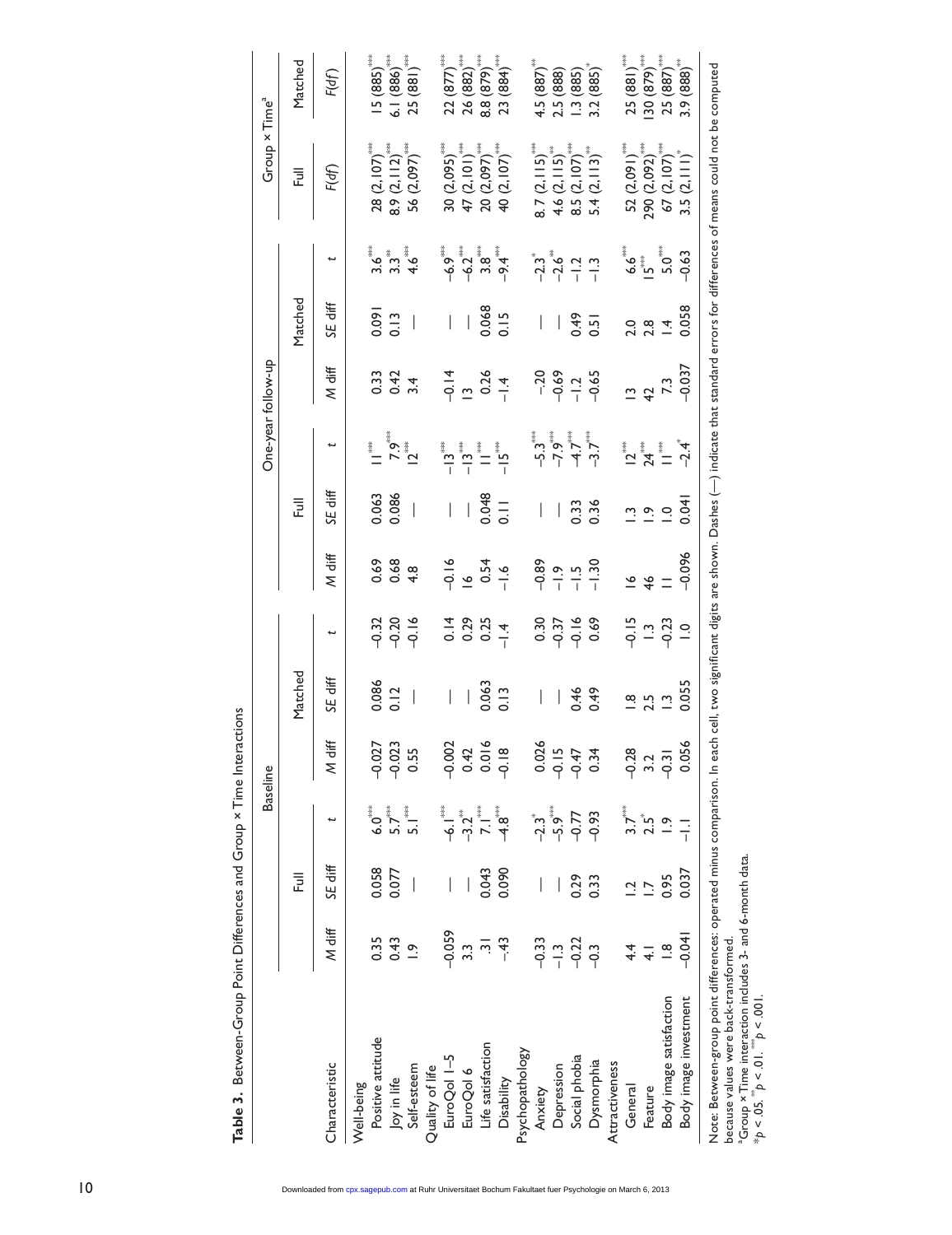**Table 3.** Between-Group Point Differences and Group × Time Interactions

| Characteristic | Baseline | | | | | | One-year follow-up | | | | | | Group × Time[a] | |
|---|---|---|---|---|---|---|---|---|---|---|---|---|---|---|
| | Full | | | Matched | | | Full | | | Matched | | | Full | Matched |
| | *M* diff | *SE* diff | *t* | *M* diff | *SE* diff | *t* | *M* diff | *SE* diff | *t* | *M* diff | *SE* diff | *t* | *F*(*df*) | *F*(*df*) |
| Well-being | | | | | | | | | | | | | | |
| Positive attitude | 0.35 | 0.058 | 6.0*** | −0.027 | 0.086 | −0.32 | 0.69 | 0.063 | 11*** | 0.33 | 0.091 | 3.6*** | 28 (2,107)*** | 15 (885)*** |
| Joy in life | 0.43 | 0.077 | 5.7*** | −0.023 | 0.12 | −0.20 | 0.68 | 0.086 | 7.9*** | 0.42 | 0.13 | 3.3** | 8.9 (2,112)*** | 6.1 (886)*** |
| Self-esteem | 1.9 | — | 5.1*** | 0.55 | — | −0.16 | 4.8 | — | 12*** | 3.4 | — | 4.6*** | 56 (2,097)*** | 25 (881)*** |
| Quality of life | | | | | | | | | | | | | | |
| EuroQol 1–5 | −0.059 | — | −6.1*** | −0.002 | — | 0.14 | −0.16 | — | −13*** | −0.14 | — | −6.9*** | 30 (2,095)*** | 22 (877)*** |
| EuroQol 6 | 3.3 | — | −3.2** | 0.42 | — | 0.29 | 16 | — | −13*** | 13 | — | −6.2*** | 47 (2,101)*** | 26 (882)*** |
| Life satisfaction | .31 | 0.043 | 7.1*** | 0.016 | 0.063 | 0.25 | 0.54 | 0.048 | 11*** | 0.26 | 0.068 | 3.8*** | 20 (2,097)*** | 8.8 (879)*** |
| Disability | −.43 | 0.090 | −4.8*** | −0.18 | 0.13 | −1.4 | −1.6 | 0.11 | −15*** | −1.4 | 0.15 | −9.4*** | 40 (2,107)*** | 23 (884)*** |
| Psychopathology | | | | | | | | | | | | | | |
| Anxiety | −0.33 | — | −2.3* | 0.026 | — | 0.30 | −0.89 | — | −5.3*** | −.20 | — | −2.3* | 8.7 (2,115)*** | 4.5 (887)** |
| Depression | −1.3 | — | −5.9*** | −0.15 | — | −0.37 | −1.9 | — | −7.9*** | −0.69 | — | −2.6** | 4.6 (2,115)** | 2.5 (888) |
| Social phobia | −0.22 | 0.29 | −0.77 | −0.47 | 0.46 | −0.16 | −1.5 | 0.33 | −4.7*** | −1.2 | 0.49 | −1.2 | 8.5 (2,107)*** | 1.3 (885) |
| Dysmorphia | −0.3 | 0.33 | −0.93 | 0.34 | 0.49 | 0.69 | −1.30 | 0.36 | −3.7*** | −0.65 | 0.51 | −1.3 | 5.4 (2,113)** | 3.2 (885)* |
| Attractiveness | | | | | | | | | | | | | | |
| General | 4.4 | 1.2 | 3.7*** | −0.28 | 1.8 | −0.15 | 16 | 1.3 | 12*** | 13 | 2.0 | 6.6*** | 52 (2,091)*** | 25 (881)*** |
| Feature | 4.1 | 1.7 | 2.5* | 3.2 | 2.5 | 1.3 | 46 | 1.9 | 24*** | 42 | 2.8 | 15*** | 290 (2,092)*** | 130 (879)*** |
| Body image satisfaction | 1.8 | 0.95 | 1.9 | −0.31 | 1.3 | −0.23 | 11 | 1.0 | 11*** | 7.3 | 1.4 | 5.0*** | 67 (2,107)*** | 25 (887)*** |
| Body image investment | −0.041 | 0.037 | −1.1 | 0.056 | 0.055 | 1.0 | −0.096 | 0.041 | −2.4* | −0.037 | 0.058 | −0.63 | 3.5 (2,111)* | 3.9 (888)** |

Note: Between-group point differences: operated minus comparison. In each cell, two significant digits are shown. Dashes (—) indicate that standard errors for differences of means could not be computed because values were back-transformed.

[a]Group × Time interaction includes 3- and 6-month data.

\*$p < .05$. \*\*$p < .01$. \*\*\*$p < .001$.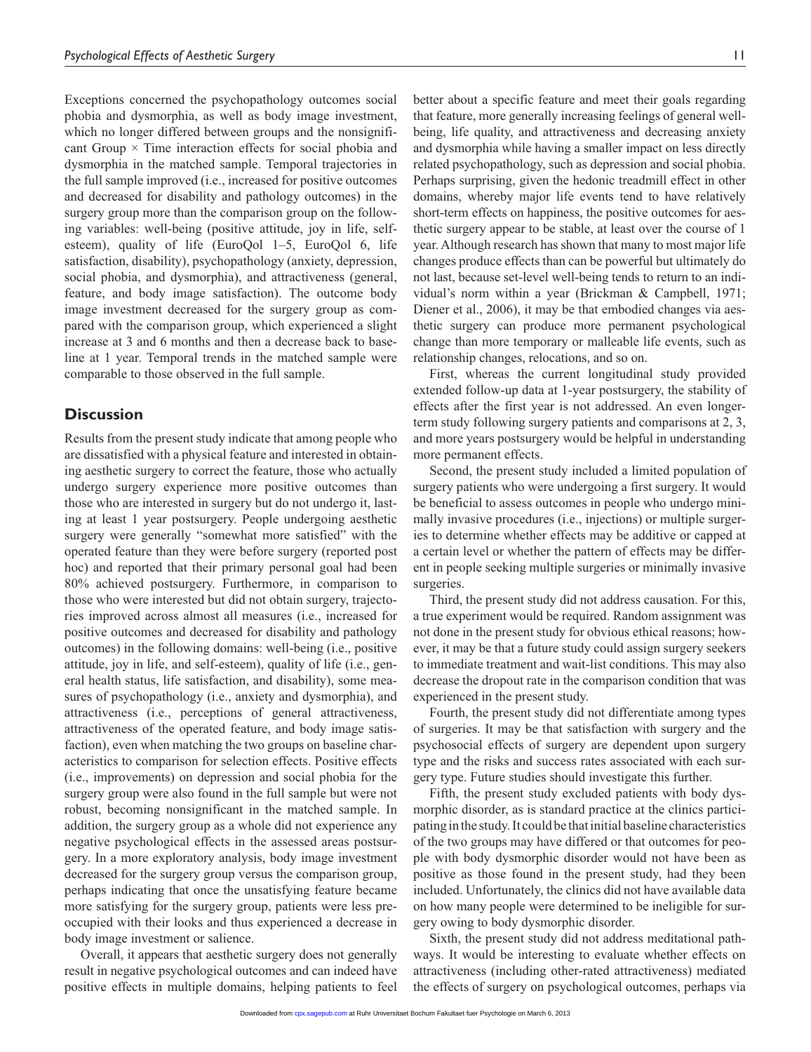Exceptions concerned the psychopathology outcomes social phobia and dysmorphia, as well as body image investment, which no longer differed between groups and the nonsignificant Group × Time interaction effects for social phobia and dysmorphia in the matched sample. Temporal trajectories in the full sample improved (i.e., increased for positive outcomes and decreased for disability and pathology outcomes) in the surgery group more than the comparison group on the following variables: well-being (positive attitude, joy in life, self-esteem), quality of life (EuroQol 1–5, EuroQol 6, life satisfaction, disability), psychopathology (anxiety, depression, social phobia, and dysmorphia), and attractiveness (general, feature, and body image satisfaction). The outcome body image investment decreased for the surgery group as compared with the comparison group, which experienced a slight increase at 3 and 6 months and then a decrease back to baseline at 1 year. Temporal trends in the matched sample were comparable to those observed in the full sample.

## Discussion

Results from the present study indicate that among people who are dissatisfied with a physical feature and interested in obtaining aesthetic surgery to correct the feature, those who actually undergo surgery experience more positive outcomes than those who are interested in surgery but do not undergo it, lasting at least 1 year postsurgery. People undergoing aesthetic surgery were generally "somewhat more satisfied" with the operated feature than they were before surgery (reported post hoc) and reported that their primary personal goal had been 80% achieved postsurgery. Furthermore, in comparison to those who were interested but did not obtain surgery, trajectories improved across almost all measures (i.e., increased for positive outcomes and decreased for disability and pathology outcomes) in the following domains: well-being (i.e., positive attitude, joy in life, and self-esteem), quality of life (i.e., general health status, life satisfaction, and disability), some measures of psychopathology (i.e., anxiety and dysmorphia), and attractiveness (i.e., perceptions of general attractiveness, attractiveness of the operated feature, and body image satisfaction), even when matching the two groups on baseline characteristics to comparison for selection effects. Positive effects (i.e., improvements) on depression and social phobia for the surgery group were also found in the full sample but were not robust, becoming nonsignificant in the matched sample. In addition, the surgery group as a whole did not experience any negative psychological effects in the assessed areas postsurgery. In a more exploratory analysis, body image investment decreased for the surgery group versus the comparison group, perhaps indicating that once the unsatisfying feature became more satisfying for the surgery group, patients were less preoccupied with their looks and thus experienced a decrease in body image investment or salience.

Overall, it appears that aesthetic surgery does not generally result in negative psychological outcomes and can indeed have positive effects in multiple domains, helping patients to feel better about a specific feature and meet their goals regarding that feature, more generally increasing feelings of general well-being, life quality, and attractiveness and decreasing anxiety and dysmorphia while having a smaller impact on less directly related psychopathology, such as depression and social phobia. Perhaps surprising, given the hedonic treadmill effect in other domains, whereby major life events tend to have relatively short-term effects on happiness, the positive outcomes for aesthetic surgery appear to be stable, at least over the course of 1 year. Although research has shown that many to most major life changes produce effects than can be powerful but ultimately do not last, because set-level well-being tends to return to an individual's norm within a year (Brickman & Campbell, 1971; Diener et al., 2006), it may be that embodied changes via aesthetic surgery can produce more permanent psychological change than more temporary or malleable life events, such as relationship changes, relocations, and so on.

First, whereas the current longitudinal study provided extended follow-up data at 1-year postsurgery, the stability of effects after the first year is not addressed. An even longer-term study following surgery patients and comparisons at 2, 3, and more years postsurgery would be helpful in understanding more permanent effects.

Second, the present study included a limited population of surgery patients who were undergoing a first surgery. It would be beneficial to assess outcomes in people who undergo minimally invasive procedures (i.e., injections) or multiple surgeries to determine whether effects may be additive or capped at a certain level or whether the pattern of effects may be different in people seeking multiple surgeries or minimally invasive surgeries.

Third, the present study did not address causation. For this, a true experiment would be required. Random assignment was not done in the present study for obvious ethical reasons; however, it may be that a future study could assign surgery seekers to immediate treatment and wait-list conditions. This may also decrease the dropout rate in the comparison condition that was experienced in the present study.

Fourth, the present study did not differentiate among types of surgeries. It may be that satisfaction with surgery and the psychosocial effects of surgery are dependent upon surgery type and the risks and success rates associated with each surgery type. Future studies should investigate this further.

Fifth, the present study excluded patients with body dysmorphic disorder, as is standard practice at the clinics participating in the study. It could be that initial baseline characteristics of the two groups may have differed or that outcomes for people with body dysmorphic disorder would not have been as positive as those found in the present study, had they been included. Unfortunately, the clinics did not have available data on how many people were determined to be ineligible for surgery owing to body dysmorphic disorder.

Sixth, the present study did not address meditational pathways. It would be interesting to evaluate whether effects on attractiveness (including other-rated attractiveness) mediated the effects of surgery on psychological outcomes, perhaps via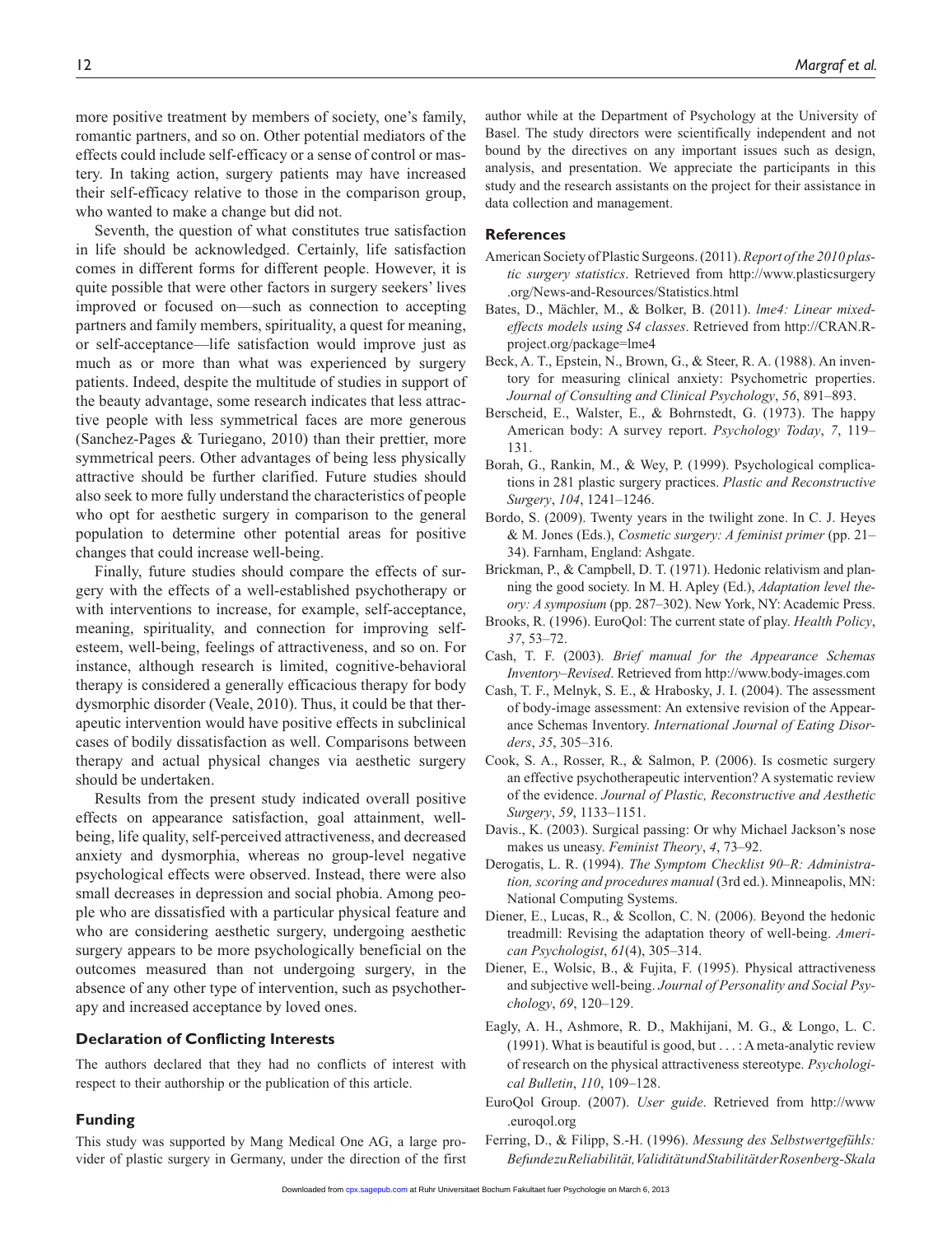more positive treatment by members of society, one's family, romantic partners, and so on. Other potential mediators of the effects could include self-efficacy or a sense of control or mastery. In taking action, surgery patients may have increased their self-efficacy relative to those in the comparison group, who wanted to make a change but did not.

Seventh, the question of what constitutes true satisfaction in life should be acknowledged. Certainly, life satisfaction comes in different forms for different people. However, it is quite possible that were other factors in surgery seekers' lives improved or focused on—such as connection to accepting partners and family members, spirituality, a quest for meaning, or self-acceptance—life satisfaction would improve just as much as or more than what was experienced by surgery patients. Indeed, despite the multitude of studies in support of the beauty advantage, some research indicates that less attractive people with less symmetrical faces are more generous (Sanchez-Pages & Turiegano, 2010) than their prettier, more symmetrical peers. Other advantages of being less physically attractive should be further clarified. Future studies should also seek to more fully understand the characteristics of people who opt for aesthetic surgery in comparison to the general population to determine other potential areas for positive changes that could increase well-being.

Finally, future studies should compare the effects of surgery with the effects of a well-established psychotherapy or with interventions to increase, for example, self-acceptance, meaning, spirituality, and connection for improving self-esteem, well-being, feelings of attractiveness, and so on. For instance, although research is limited, cognitive-behavioral therapy is considered a generally efficacious therapy for body dysmorphic disorder (Veale, 2010). Thus, it could be that therapeutic intervention would have positive effects in subclinical cases of bodily dissatisfaction as well. Comparisons between therapy and actual physical changes via aesthetic surgery should be undertaken.

Results from the present study indicated overall positive effects on appearance satisfaction, goal attainment, well-being, life quality, self-perceived attractiveness, and decreased anxiety and dysmorphia, whereas no group-level negative psychological effects were observed. Instead, there were also small decreases in depression and social phobia. Among people who are dissatisfied with a particular physical feature and who are considering aesthetic surgery, undergoing aesthetic surgery appears to be more psychologically beneficial on the outcomes measured than not undergoing surgery, in the absence of any other type of intervention, such as psychotherapy and increased acceptance by loved ones.

### Declaration of Conflicting Interests

The authors declared that they had no conflicts of interest with respect to their authorship or the publication of this article.

### Funding

This study was supported by Mang Medical One AG, a large provider of plastic surgery in Germany, under the direction of the first author while at the Department of Psychology at the University of Basel. The study directors were scientifically independent and not bound by the directives on any important issues such as design, analysis, and presentation. We appreciate the participants in this study and the research assistants on the project for their assistance in data collection and management.

### References

American Society of Plastic Surgeons. (2011). *Report of the 2010 plastic surgery statistics*. Retrieved from http://www.plasticsurgery.org/News-and-Resources/Statistics.html

Bates, D., Mächler, M., & Bolker, B. (2011). *lme4: Linear mixed-effects models using S4 classes*. Retrieved from http://CRAN.R-project.org/package=lme4

Beck, A. T., Epstein, N., Brown, G., & Steer, R. A. (1988). An inventory for measuring clinical anxiety: Psychometric properties. *Journal of Consulting and Clinical Psychology*, *56*, 891–893.

Berscheid, E., Walster, E., & Bohrnstedt, G. (1973). The happy American body: A survey report. *Psychology Today*, *7*, 119–131.

Borah, G., Rankin, M., & Wey, P. (1999). Psychological complications in 281 plastic surgery practices. *Plastic and Reconstructive Surgery*, *104*, 1241–1246.

Bordo, S. (2009). Twenty years in the twilight zone. In C. J. Heyes & M. Jones (Eds.), *Cosmetic surgery: A feminist primer* (pp. 21–34). Farnham, England: Ashgate.

Brickman, P., & Campbell, D. T. (1971). Hedonic relativism and planning the good society. In M. H. Apley (Ed.), *Adaptation level theory: A symposium* (pp. 287–302). New York, NY: Academic Press.

Brooks, R. (1996). EuroQol: The current state of play. *Health Policy*, *37*, 53–72.

Cash, T. F. (2003). *Brief manual for the Appearance Schemas Inventory–Revised*. Retrieved from http://www.body-images.com

Cash, T. F., Melnyk, S. E., & Hrabosky, J. I. (2004). The assessment of body-image assessment: An extensive revision of the Appearance Schemas Inventory. *International Journal of Eating Disorders*, *35*, 305–316.

Cook, S. A., Rosser, R., & Salmon, P. (2006). Is cosmetic surgery an effective psychotherapeutic intervention? A systematic review of the evidence. *Journal of Plastic, Reconstructive and Aesthetic Surgery*, *59*, 1133–1151.

Davis., K. (2003). Surgical passing: Or why Michael Jackson's nose makes us uneasy. *Feminist Theory*, *4*, 73–92.

Derogatis, L. R. (1994). *The Symptom Checklist 90–R: Administration, scoring and procedures manual* (3rd ed.). Minneapolis, MN: National Computing Systems.

Diener, E., Lucas, R., & Scollon, C. N. (2006). Beyond the hedonic treadmill: Revising the adaptation theory of well-being. *American Psychologist*, *61*(4), 305–314.

Diener, E., Wolsic, B., & Fujita, F. (1995). Physical attractiveness and subjective well-being. *Journal of Personality and Social Psychology*, *69*, 120–129.

Eagly, A. H., Ashmore, R. D., Makhijani, M. G., & Longo, L. C. (1991). What is beautiful is good, but . . . : A meta-analytic review of research on the physical attractiveness stereotype. *Psychological Bulletin*, *110*, 109–128.

EuroQol Group. (2007). *User guide*. Retrieved from http://www.euroqol.org

Ferring, D., & Filipp, S.-H. (1996). *Messung des Selbstwertgefühls: Befunde zu Reliabilität, Validität und Stabilität der Rosenberg-Skala*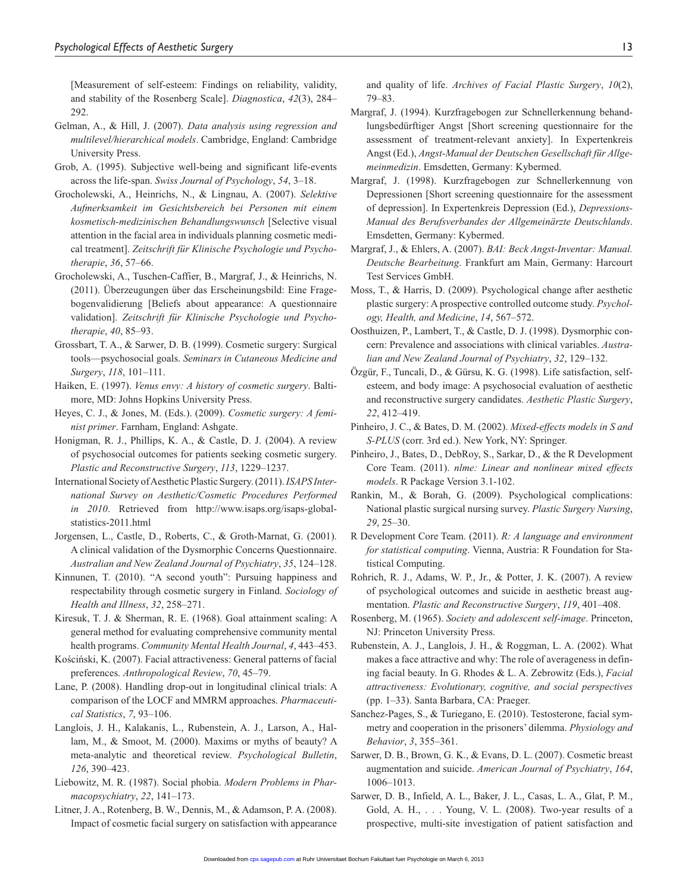[Measurement of self-esteem: Findings on reliability, validity, and stability of the Rosenberg Scale]. *Diagnostica*, *42*(3), 284–292.

Gelman, A., & Hill, J. (2007). *Data analysis using regression and multilevel/hierarchical models*. Cambridge, England: Cambridge University Press.

Grob, A. (1995). Subjective well-being and significant life-events across the life-span. *Swiss Journal of Psychology*, *54*, 3–18.

Grocholewski, A., Heinrichs, N., & Lingnau, A. (2007). *Selektive Aufmerksamkeit im Gesichtsbereich bei Personen mit einem kosmetisch-medizinischen Behandlungswunsch* [Selective visual attention in the facial area in individuals planning cosmetic medical treatment]. *Zeitschrift für Klinische Psychologie und Psychotherapie*, *36*, 57–66.

Grocholewski, A., Tuschen-Caffier, B., Margraf, J., & Heinrichs, N. (2011). Überzeugungen über das Erscheinungsbild: Eine Fragebogenvalidierung [Beliefs about appearance: A questionnaire validation]. *Zeitschrift für Klinische Psychologie und Psychotherapie*, *40*, 85–93.

Grossbart, T. A., & Sarwer, D. B. (1999). Cosmetic surgery: Surgical tools—psychosocial goals. *Seminars in Cutaneous Medicine and Surgery*, *118*, 101–111.

Haiken, E. (1997). *Venus envy: A history of cosmetic surgery*. Baltimore, MD: Johns Hopkins University Press.

Heyes, C. J., & Jones, M. (Eds.). (2009). *Cosmetic surgery: A feminist primer*. Farnham, England: Ashgate.

Honigman, R. J., Phillips, K. A., & Castle, D. J. (2004). A review of psychosocial outcomes for patients seeking cosmetic surgery. *Plastic and Reconstructive Surgery*, *113*, 1229–1237.

International Society of Aesthetic Plastic Surgery. (2011). *ISAPS International Survey on Aesthetic/Cosmetic Procedures Performed in 2010*. Retrieved from http://www.isaps.org/isaps-global-statistics-2011.html

Jorgensen, L., Castle, D., Roberts, C., & Groth-Marnat, G. (2001). A clinical validation of the Dysmorphic Concerns Questionnaire. *Australian and New Zealand Journal of Psychiatry*, *35*, 124–128.

Kinnunen, T. (2010). "A second youth": Pursuing happiness and respectability through cosmetic surgery in Finland. *Sociology of Health and Illness*, *32*, 258–271.

Kiresuk, T. J. & Sherman, R. E. (1968). Goal attainment scaling: A general method for evaluating comprehensive community mental health programs. *Community Mental Health Journal*, *4*, 443–453.

Kościński, K. (2007). Facial attractiveness: General patterns of facial preferences. *Anthropological Review*, *70*, 45–79.

Lane, P. (2008). Handling drop-out in longitudinal clinical trials: A comparison of the LOCF and MMRM approaches. *Pharmaceutical Statistics*, *7*, 93–106.

Langlois, J. H., Kalakanis, L., Rubenstein, A. J., Larson, A., Hallam, M., & Smoot, M. (2000). Maxims or myths of beauty? A meta-analytic and theoretical review. *Psychological Bulletin*, *126*, 390–423.

Liebowitz, M. R. (1987). Social phobia. *Modern Problems in Pharmacopsychiatry*, *22*, 141–173.

Litner, J. A., Rotenberg, B. W., Dennis, M., & Adamson, P. A. (2008). Impact of cosmetic facial surgery on satisfaction with appearance and quality of life. *Archives of Facial Plastic Surgery*, *10*(2), 79–83.

Margraf, J. (1994). Kurzfragebogen zur Schnellerkennung behandlungsbedürftiger Angst [Short screening questionnaire for the assessment of treatment-relevant anxiety]. In Expertenkreis Angst (Ed.), *Angst-Manual der Deutschen Gesellschaft für Allgemeinmedizin*. Emsdetten, Germany: Kybermed.

Margraf, J. (1998). Kurzfragebogen zur Schnellerkennung von Depressionen [Short screening questionnaire for the assessment of depression]. In Expertenkreis Depression (Ed.), *Depressions-Manual des Berufsverbandes der Allgemeinärzte Deutschlands*. Emsdetten, Germany: Kybermed.

Margraf, J., & Ehlers, A. (2007). *BAI: Beck Angst-Inventar: Manual. Deutsche Bearbeitung*. Frankfurt am Main, Germany: Harcourt Test Services GmbH.

Moss, T., & Harris, D. (2009). Psychological change after aesthetic plastic surgery: A prospective controlled outcome study. *Psychology, Health, and Medicine*, *14*, 567–572.

Oosthuizen, P., Lambert, T., & Castle, D. J. (1998). Dysmorphic concern: Prevalence and associations with clinical variables. *Australian and New Zealand Journal of Psychiatry*, *32*, 129–132.

Özgür, F., Tuncali, D., & Gürsu, K. G. (1998). Life satisfaction, self-esteem, and body image: A psychosocial evaluation of aesthetic and reconstructive surgery candidates. *Aesthetic Plastic Surgery*, *22*, 412–419.

Pinheiro, J. C., & Bates, D. M. (2002). *Mixed-effects models in S and S-PLUS* (corr. 3rd ed.). New York, NY: Springer.

Pinheiro, J., Bates, D., DebRoy, S., Sarkar, D., & the R Development Core Team. (2011). *nlme: Linear and nonlinear mixed effects models*. R Package Version 3.1-102.

Rankin, M., & Borah, G. (2009). Psychological complications: National plastic surgical nursing survey. *Plastic Surgery Nursing*, *29*, 25–30.

R Development Core Team. (2011). *R: A language and environment for statistical computing*. Vienna, Austria: R Foundation for Statistical Computing.

Rohrich, R. J., Adams, W. P., Jr., & Potter, J. K. (2007). A review of psychological outcomes and suicide in aesthetic breast augmentation. *Plastic and Reconstructive Surgery*, *119*, 401–408.

Rosenberg, M. (1965). *Society and adolescent self-image*. Princeton, NJ: Princeton University Press.

Rubenstein, A. J., Langlois, J. H., & Roggman, L. A. (2002). What makes a face attractive and why: The role of averageness in defining facial beauty. In G. Rhodes & L. A. Zebrowitz (Eds.), *Facial attractiveness: Evolutionary, cognitive, and social perspectives* (pp. 1–33). Santa Barbara, CA: Praeger.

Sanchez-Pages, S., & Turiegano, E. (2010). Testosterone, facial symmetry and cooperation in the prisoners' dilemma. *Physiology and Behavior*, *3*, 355–361.

Sarwer, D. B., Brown, G. K., & Evans, D. L. (2007). Cosmetic breast augmentation and suicide. *American Journal of Psychiatry*, *164*, 1006–1013.

Sarwer, D. B., Infield, A. L., Baker, J. L., Casas, L. A., Glat, P. M., Gold, A. H., . . . Young, V. L. (2008). Two-year results of a prospective, multi-site investigation of patient satisfaction and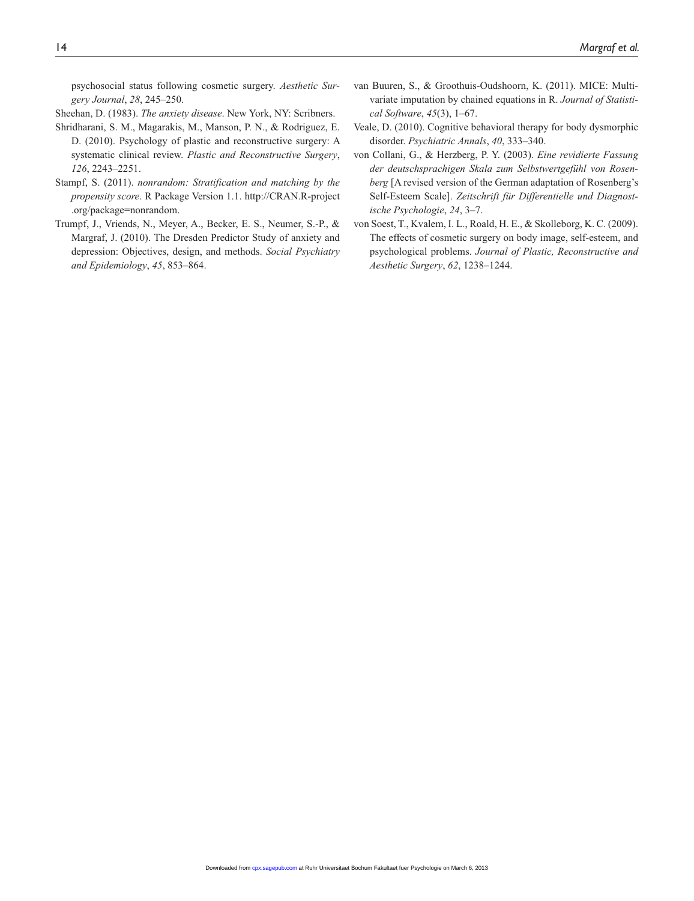psychosocial status following cosmetic surgery. *Aesthetic Surgery Journal*, *28*, 245–250.

Sheehan, D. (1983). *The anxiety disease*. New York, NY: Scribners.

Shridharani, S. M., Magarakis, M., Manson, P. N., & Rodriguez, E. D. (2010). Psychology of plastic and reconstructive surgery: A systematic clinical review. *Plastic and Reconstructive Surgery*, *126*, 2243–2251.

Stampf, S. (2011). *nonrandom: Stratification and matching by the propensity score*. R Package Version 1.1. http://CRAN.R-project.org/package=nonrandom.

Trumpf, J., Vriends, N., Meyer, A., Becker, E. S., Neumer, S.-P., & Margraf, J. (2010). The Dresden Predictor Study of anxiety and depression: Objectives, design, and methods. *Social Psychiatry and Epidemiology*, *45*, 853–864.

van Buuren, S., & Groothuis-Oudshoorn, K. (2011). MICE: Multivariate imputation by chained equations in R. *Journal of Statistical Software*, *45*(3), 1–67.

Veale, D. (2010). Cognitive behavioral therapy for body dysmorphic disorder. *Psychiatric Annals*, *40*, 333–340.

von Collani, G., & Herzberg, P. Y. (2003). *Eine revidierte Fassung der deutschsprachigen Skala zum Selbstwertgefühl von Rosenberg* [A revised version of the German adaptation of Rosenberg's Self-Esteem Scale]. *Zeitschrift für Differentielle und Diagnostische Psychologie*, *24*, 3–7.

von Soest, T., Kvalem, I. L., Roald, H. E., & Skolleborg, K. C. (2009). The effects of cosmetic surgery on body image, self-esteem, and psychological problems. *Journal of Plastic, Reconstructive and Aesthetic Surgery*, *62*, 1238–1244.